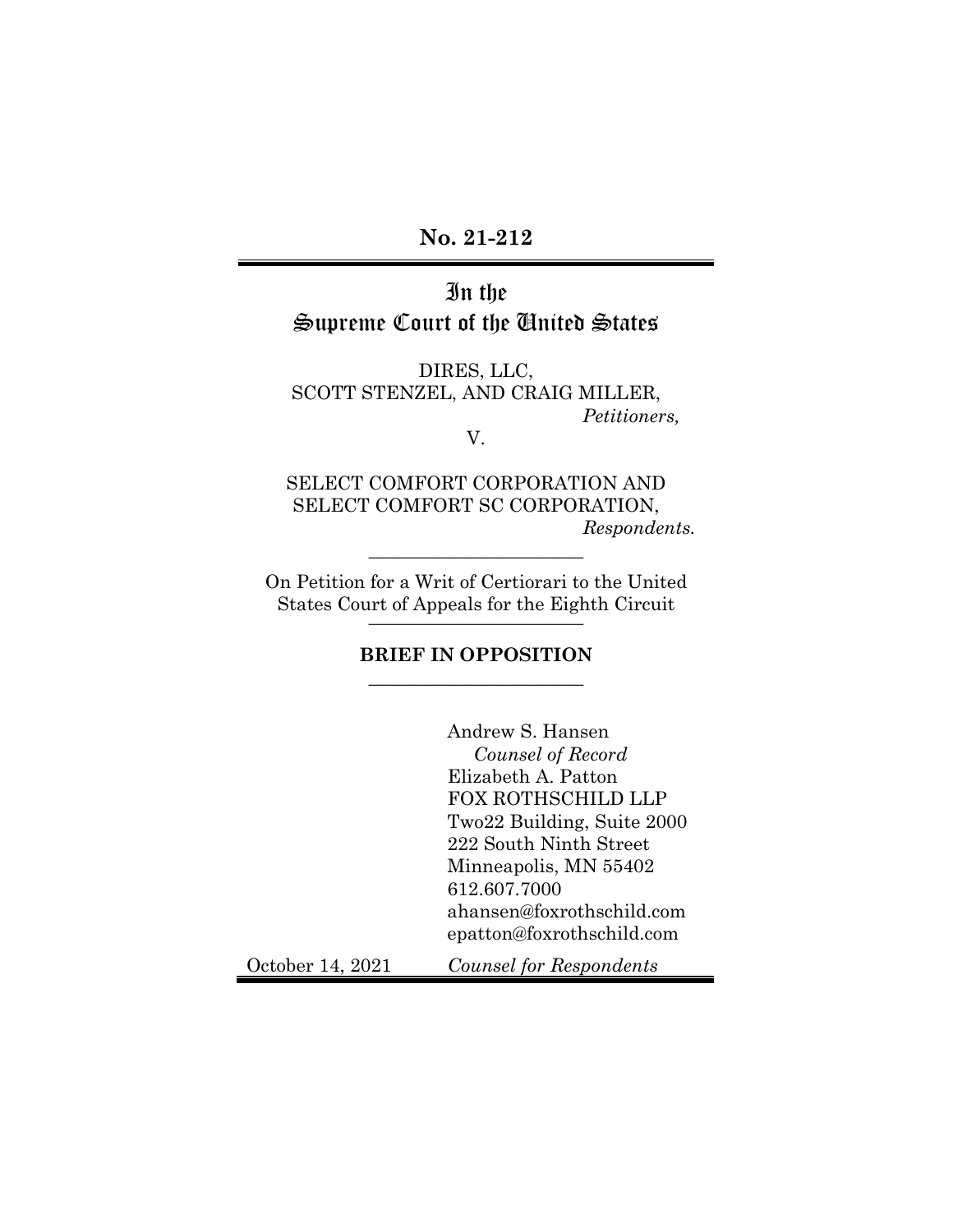**No. 21-212**

---

# In the Supreme Court of the United States

DIRES, LLC,
SCOTT STENZEL, AND CRAIG MILLER,
*Petitioners,*

V.

SELECT COMFORT CORPORATION AND
SELECT COMFORT SC CORPORATION,
*Respondents.*

---

On Petition for a Writ of Certiorari to the United States Court of Appeals for the Eighth Circuit

---

**BRIEF IN OPPOSITION**

---

Andrew S. Hansen
*Counsel of Record*
Elizabeth A. Patton
FOX ROTHSCHILD LLP
Two22 Building, Suite 2000
222 South Ninth Street
Minneapolis, MN 55402
612.607.7000
ahansen@foxrothschild.com
epatton@foxrothschild.com

October 14, 2021 *Counsel for Respondents*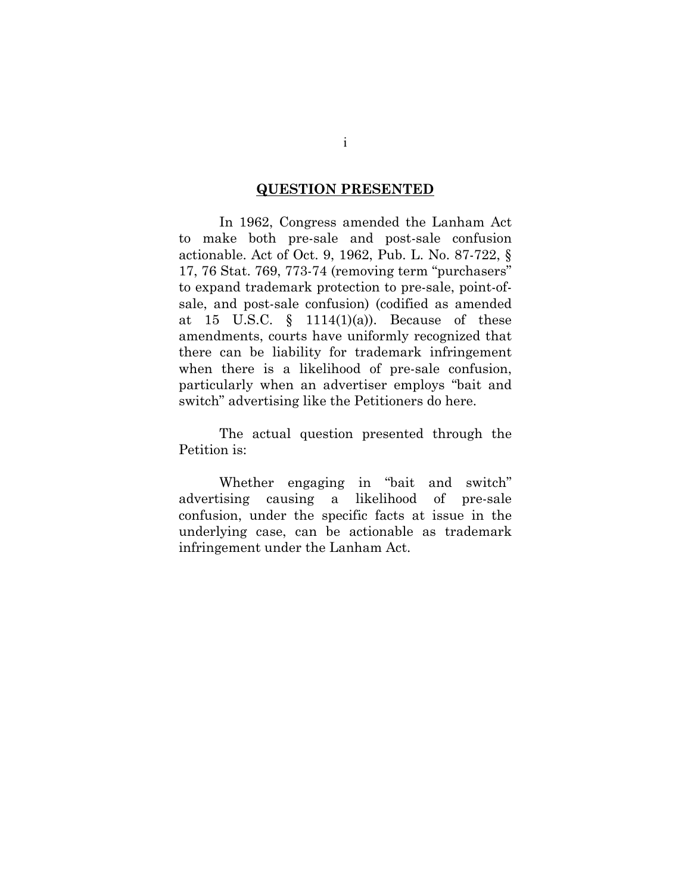## QUESTION PRESENTED

In 1962, Congress amended the Lanham Act to make both pre-sale and post-sale confusion actionable. Act of Oct. 9, 1962, Pub. L. No. 87-722, § 17, 76 Stat. 769, 773-74 (removing term "purchasers" to expand trademark protection to pre-sale, point-of-sale, and post-sale confusion) (codified as amended at 15 U.S.C. § 1114(1)(a)). Because of these amendments, courts have uniformly recognized that there can be liability for trademark infringement when there is a likelihood of pre-sale confusion, particularly when an advertiser employs "bait and switch" advertising like the Petitioners do here.

The actual question presented through the Petition is:

Whether engaging in "bait and switch" advertising causing a likelihood of pre-sale confusion, under the specific facts at issue in the underlying case, can be actionable as trademark infringement under the Lanham Act.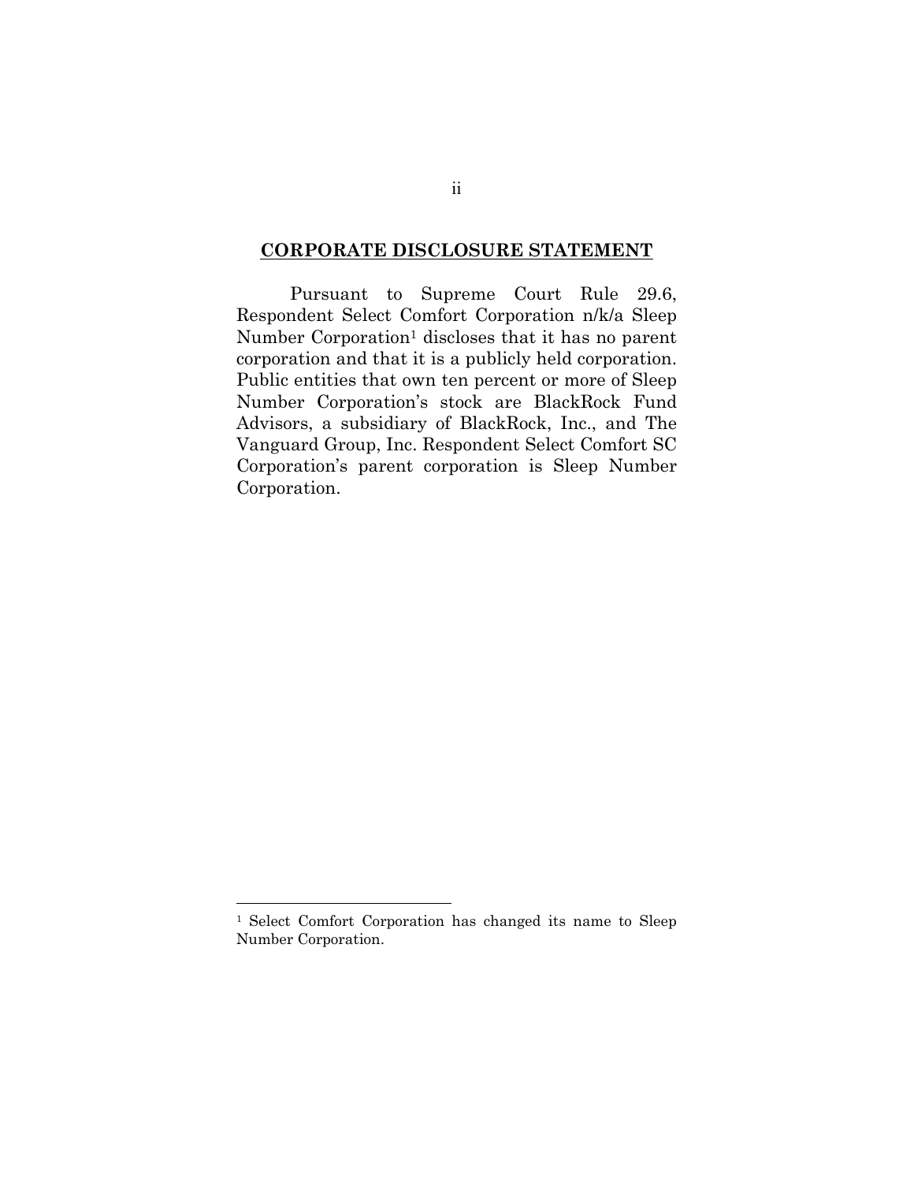## CORPORATE DISCLOSURE STATEMENT

Pursuant to Supreme Court Rule 29.6, Respondent Select Comfort Corporation n/k/a Sleep Number Corporation[1] discloses that it has no parent corporation and that it is a publicly held corporation. Public entities that own ten percent or more of Sleep Number Corporation's stock are BlackRock Fund Advisors, a subsidiary of BlackRock, Inc., and The Vanguard Group, Inc. Respondent Select Comfort SC Corporation's parent corporation is Sleep Number Corporation.

---

[1] Select Comfort Corporation has changed its name to Sleep Number Corporation.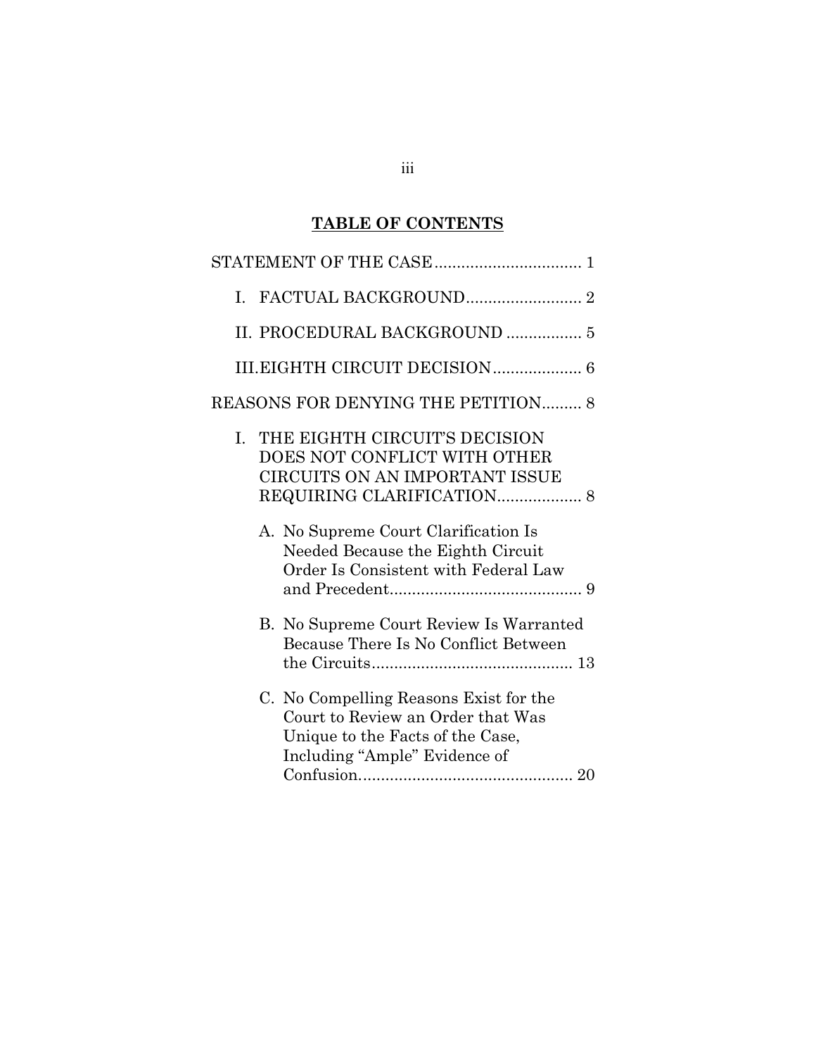## TABLE OF CONTENTS

STATEMENT OF THE CASE ................................. 1

- I. FACTUAL BACKGROUND.......................... 2
- II. PROCEDURAL BACKGROUND ................. 5
- III. EIGHTH CIRCUIT DECISION.................... 6

REASONS FOR DENYING THE PETITION......... 8

- I. THE EIGHTH CIRCUIT'S DECISION DOES NOT CONFLICT WITH OTHER CIRCUITS ON AN IMPORTANT ISSUE REQUIRING CLARIFICATION................... 8
  - A. No Supreme Court Clarification Is Needed Because the Eighth Circuit Order Is Consistent with Federal Law and Precedent........................................... 9
  - B. No Supreme Court Review Is Warranted Because There Is No Conflict Between the Circuits............................................. 13
  - C. No Compelling Reasons Exist for the Court to Review an Order that Was Unique to the Facts of the Case, Including "Ample" Evidence of Confusion................................................ 20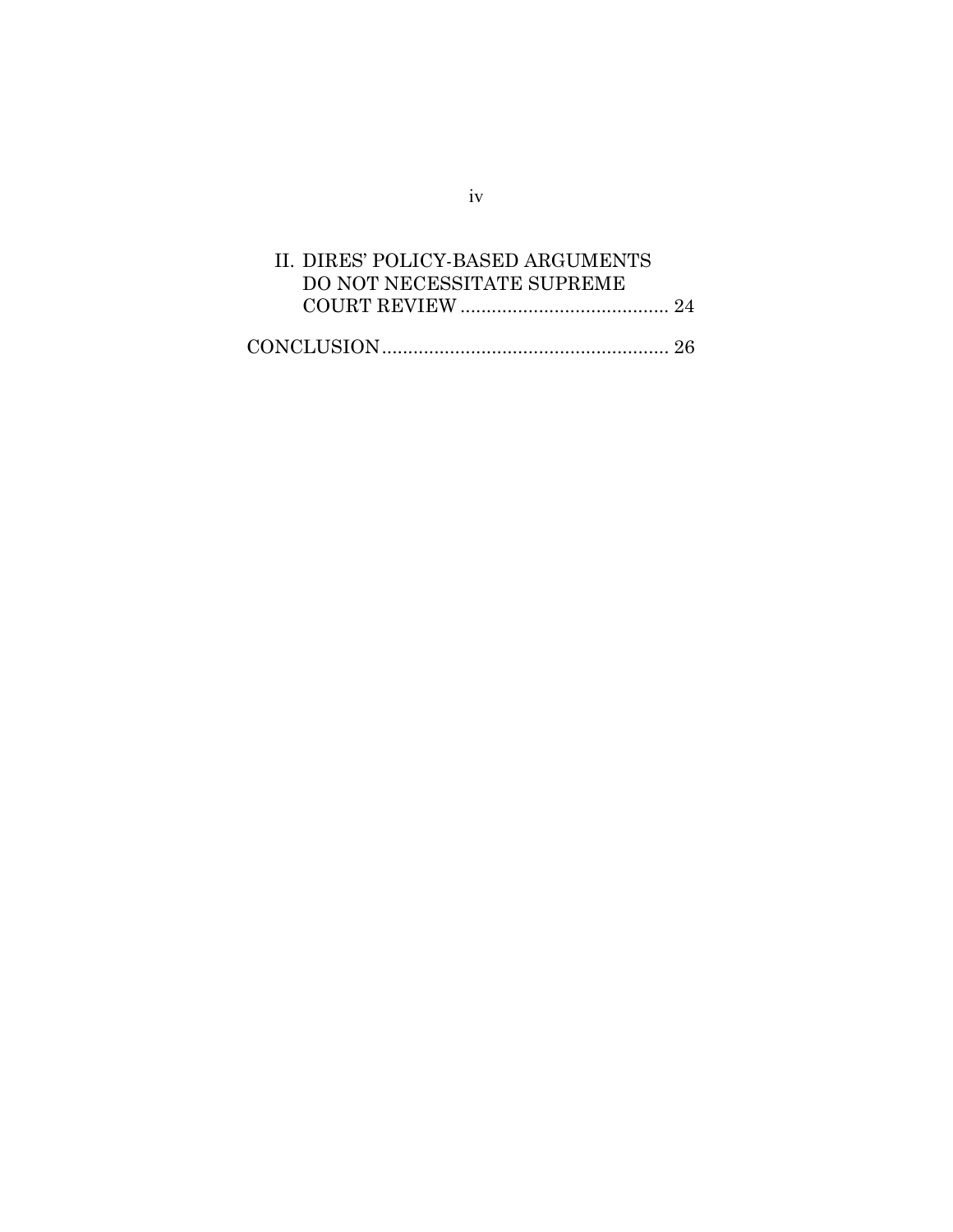II. DIRES' POLICY-BASED ARGUMENTS DO NOT NECESSITATE SUPREME COURT REVIEW ........................................ 24

CONCLUSION ....................................................... 26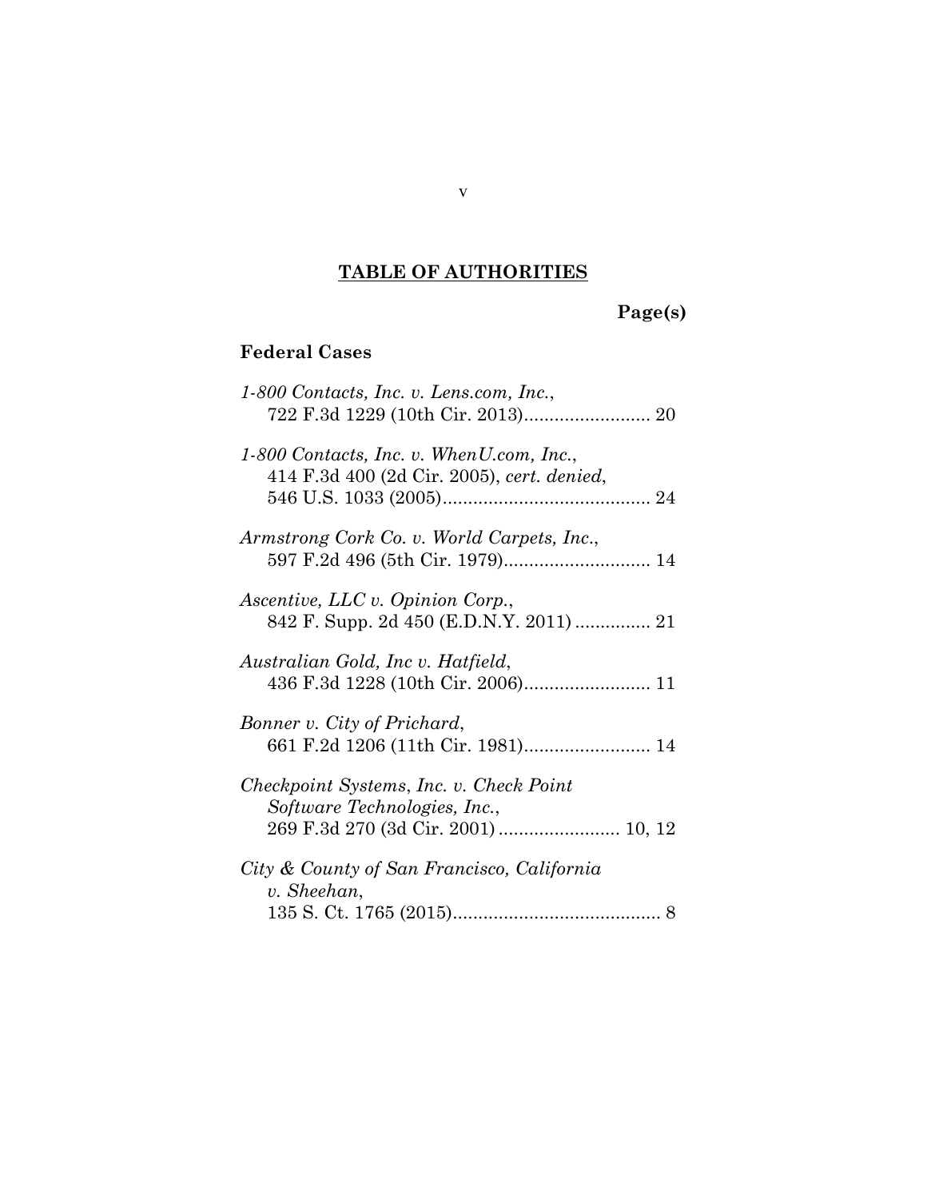# TABLE OF AUTHORITIES

**Page(s)**

## Federal Cases

*1-800 Contacts, Inc. v. Lens.com, Inc.*,
722 F.3d 1229 (10th Cir. 2013)......................... 20

*1-800 Contacts, Inc. v. WhenU.com, Inc.*,
414 F.3d 400 (2d Cir. 2005), *cert. denied*,
546 U.S. 1033 (2005)......................................... 24

*Armstrong Cork Co. v. World Carpets, Inc.*,
597 F.2d 496 (5th Cir. 1979)............................ 14

*Ascentive, LLC v. Opinion Corp.*,
842 F. Supp. 2d 450 (E.D.N.Y. 2011) ............... 21

*Australian Gold, Inc v. Hatfield*,
436 F.3d 1228 (10th Cir. 2006)......................... 11

*Bonner v. City of Prichard*,
661 F.2d 1206 (11th Cir. 1981)......................... 14

*Checkpoint Systems, Inc. v. Check Point Software Technologies, Inc.*,
269 F.3d 270 (3d Cir. 2001) ........................ 10, 12

*City & County of San Francisco, California v. Sheehan*,
135 S. Ct. 1765 (2015)......................................... 8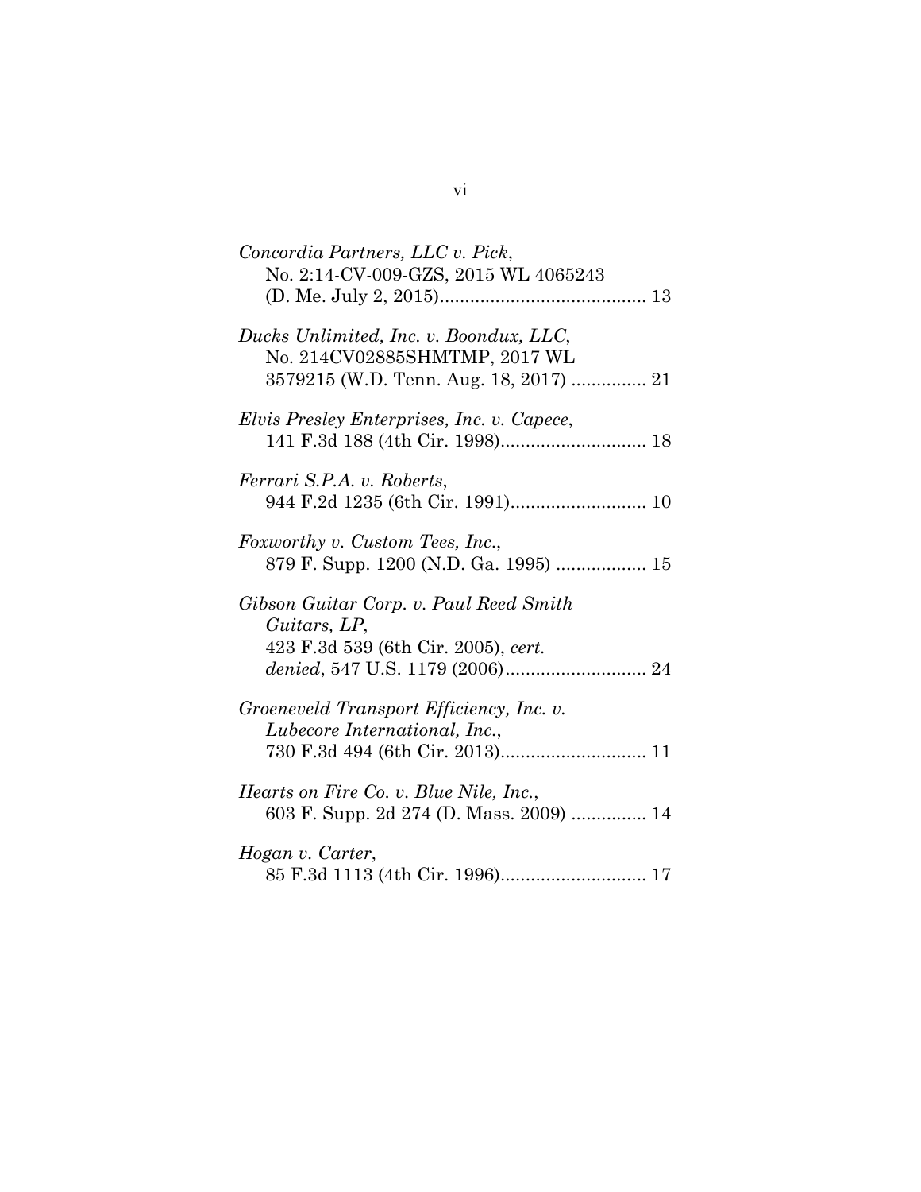*Concordia Partners, LLC v. Pick*,
No. 2:14-CV-009-GZS, 2015 WL 4065243
(D. Me. July 2, 2015)......................................... 13

*Ducks Unlimited, Inc. v. Boondux, LLC*,
No. 214CV02885SHMTMP, 2017 WL
3579215 (W.D. Tenn. Aug. 18, 2017) ............... 21

*Elvis Presley Enterprises, Inc. v. Capece*,
141 F.3d 188 (4th Cir. 1998)............................. 18

*Ferrari S.P.A. v. Roberts*,
944 F.2d 1235 (6th Cir. 1991)........................... 10

*Foxworthy v. Custom Tees, Inc.*,
879 F. Supp. 1200 (N.D. Ga. 1995) .................. 15

*Gibson Guitar Corp. v. Paul Reed Smith Guitars, LP*,
423 F.3d 539 (6th Cir. 2005), *cert. denied*, 547 U.S. 1179 (2006)............................ 24

*Groeneveld Transport Efficiency, Inc. v. Lubecore International, Inc.*,
730 F.3d 494 (6th Cir. 2013)............................. 11

*Hearts on Fire Co. v. Blue Nile, Inc.*,
603 F. Supp. 2d 274 (D. Mass. 2009) ............... 14

*Hogan v. Carter*,
85 F.3d 1113 (4th Cir. 1996)............................. 17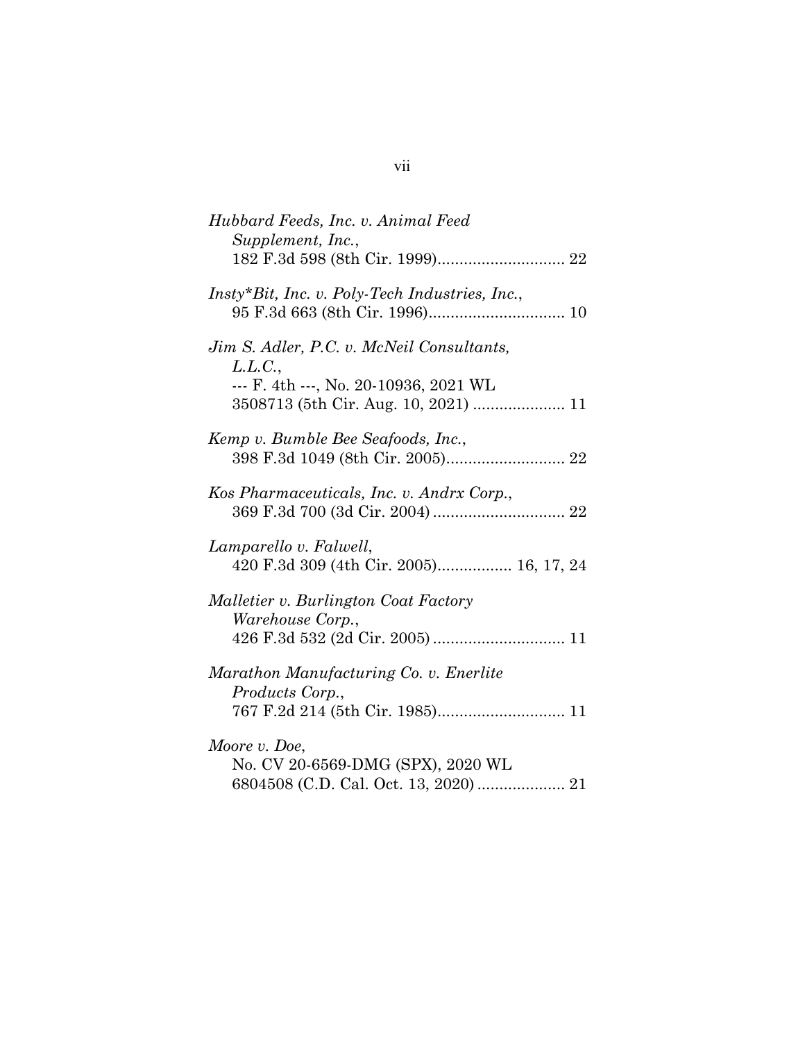*Hubbard Feeds, Inc. v. Animal Feed Supplement, Inc.*,
182 F.3d 598 (8th Cir. 1999)............................. 22

*Insty*Bit, Inc. v. Poly-Tech Industries, Inc.*,
95 F.3d 663 (8th Cir. 1996)............................... 10

*Jim S. Adler, P.C. v. McNeil Consultants, L.L.C.*,
--- F. 4th ---, No. 20-10936, 2021 WL 3508713 (5th Cir. Aug. 10, 2021) ..................... 11

*Kemp v. Bumble Bee Seafoods, Inc.*,
398 F.3d 1049 (8th Cir. 2005)........................... 22

*Kos Pharmaceuticals, Inc. v. Andrx Corp.*,
369 F.3d 700 (3d Cir. 2004) .............................. 22

*Lamparello v. Falwell*,
420 F.3d 309 (4th Cir. 2005)................. 16, 17, 24

*Malletier v. Burlington Coat Factory Warehouse Corp.*,
426 F.3d 532 (2d Cir. 2005) .............................. 11

*Marathon Manufacturing Co. v. Enerlite Products Corp.*,
767 F.2d 214 (5th Cir. 1985)............................. 11

*Moore v. Doe*,
No. CV 20-6569-DMG (SPX), 2020 WL 6804508 (C.D. Cal. Oct. 13, 2020) .................... 21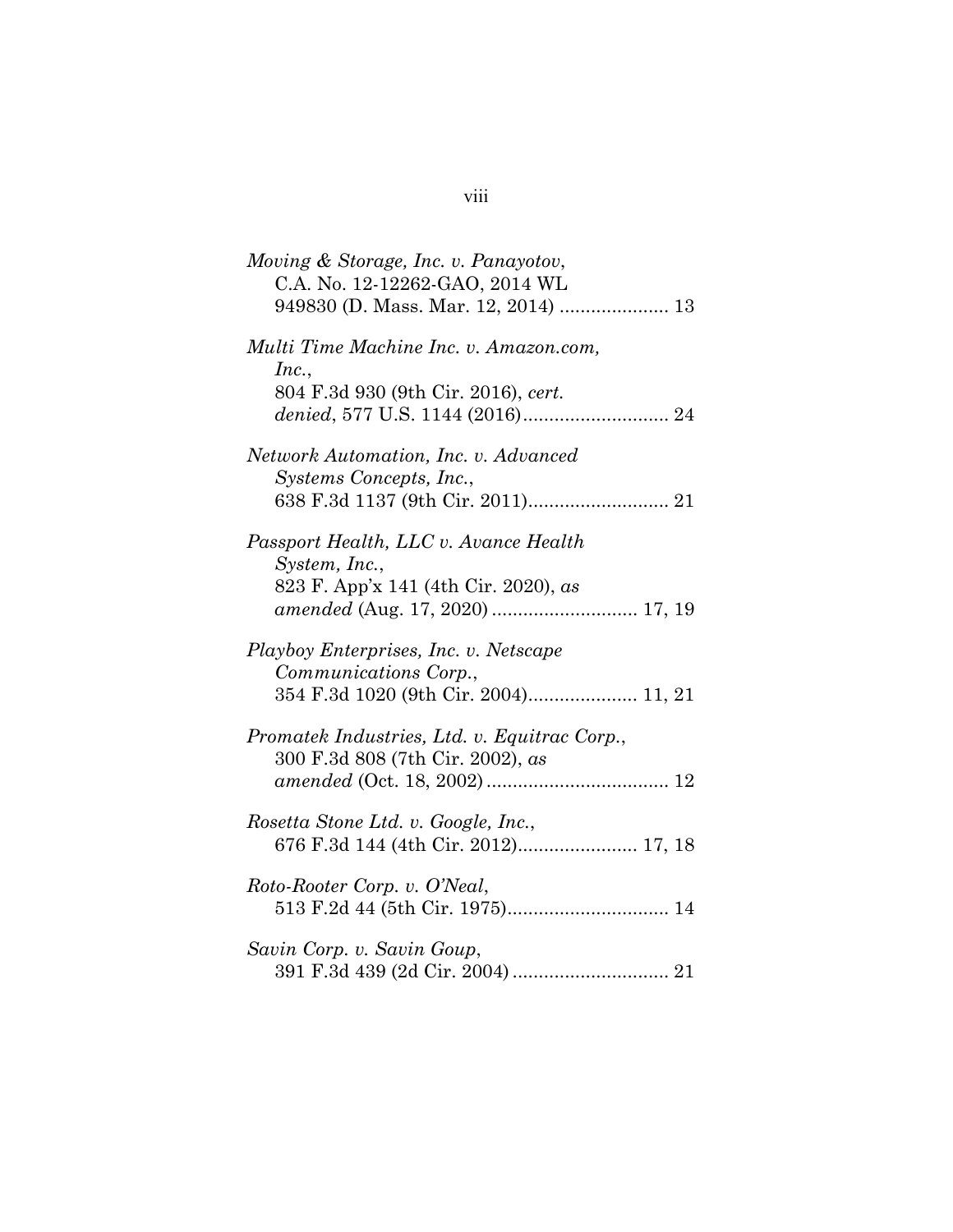*Moving & Storage, Inc. v. Panayotov*,
C.A. No. 12-12262-GAO, 2014 WL 949830 (D. Mass. Mar. 12, 2014) ..................... 13

*Multi Time Machine Inc. v. Amazon.com, Inc.*,
804 F.3d 930 (9th Cir. 2016), *cert. denied*, 577 U.S. 1144 (2016)............................ 24

*Network Automation, Inc. v. Advanced Systems Concepts, Inc.*,
638 F.3d 1137 (9th Cir. 2011)........................... 21

*Passport Health, LLC v. Avance Health System, Inc.*,
823 F. App'x 141 (4th Cir. 2020), *as amended* (Aug. 17, 2020) ............................ 17, 19

*Playboy Enterprises, Inc. v. Netscape Communications Corp.*,
354 F.3d 1020 (9th Cir. 2004)..................... 11, 21

*Promatek Industries, Ltd. v. Equitrac Corp.*,
300 F.3d 808 (7th Cir. 2002), *as amended* (Oct. 18, 2002) ................................... 12

*Rosetta Stone Ltd. v. Google, Inc.*,
676 F.3d 144 (4th Cir. 2012)....................... 17, 18

*Roto-Rooter Corp. v. O'Neal*,
513 F.2d 44 (5th Cir. 1975)............................... 14

*Savin Corp. v. Savin Goup*,
391 F.3d 439 (2d Cir. 2004) .............................. 21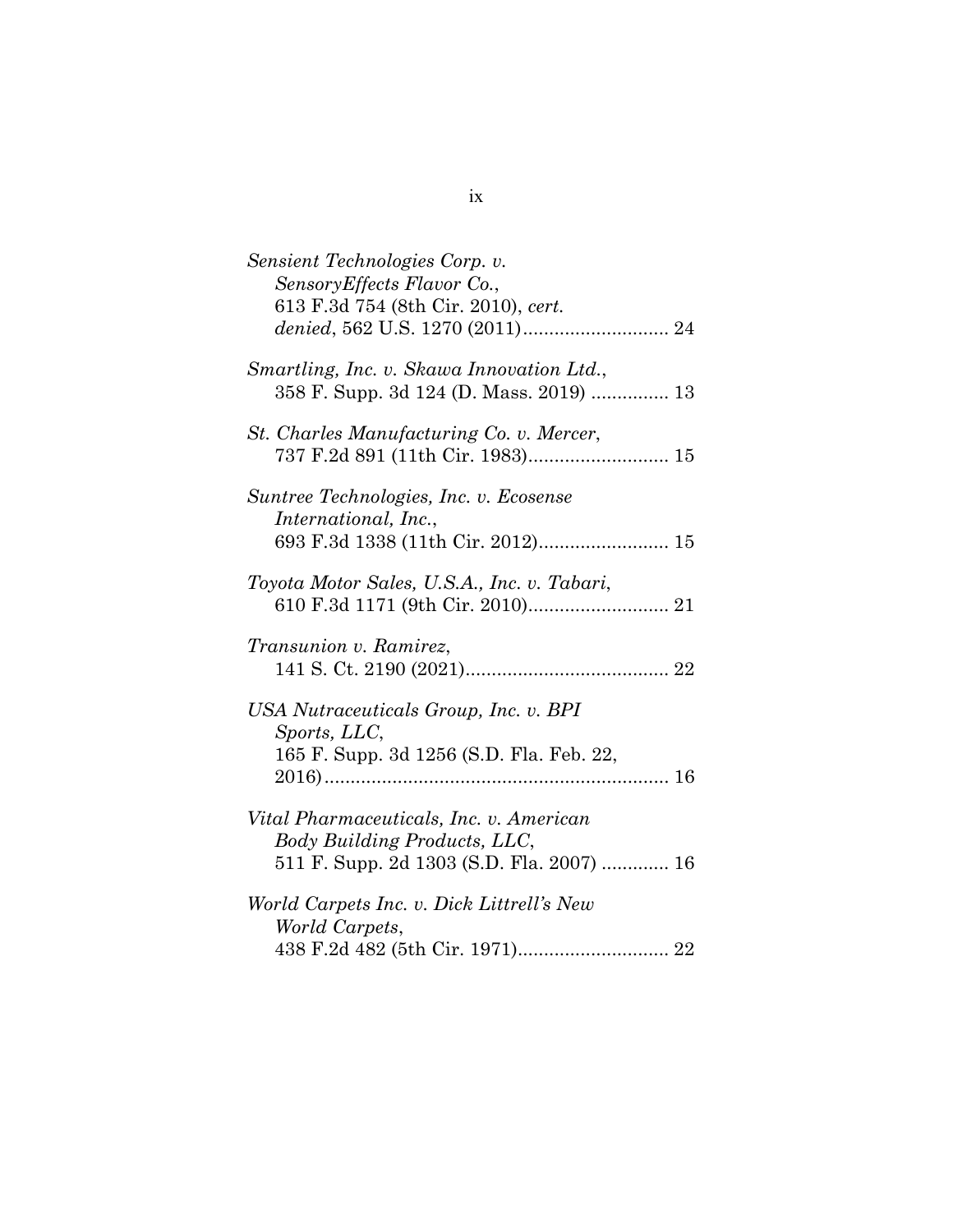*Sensient Technologies Corp. v. SensoryEffects Flavor Co.*,
613 F.3d 754 (8th Cir. 2010), *cert. denied*, 562 U.S. 1270 (2011)............................ 24

*Smartling, Inc. v. Skawa Innovation Ltd.*,
358 F. Supp. 3d 124 (D. Mass. 2019) ............... 13

*St. Charles Manufacturing Co. v. Mercer*,
737 F.2d 891 (11th Cir. 1983)........................... 15

*Suntree Technologies, Inc. v. Ecosense International, Inc.*,
693 F.3d 1338 (11th Cir. 2012)......................... 15

*Toyota Motor Sales, U.S.A., Inc. v. Tabari*,
610 F.3d 1171 (9th Cir. 2010)........................... 21

*Transunion v. Ramirez*,
141 S. Ct. 2190 (2021)....................................... 22

*USA Nutraceuticals Group, Inc. v. BPI Sports, LLC*,
165 F. Supp. 3d 1256 (S.D. Fla. Feb. 22, 2016).................................................................. 16

*Vital Pharmaceuticals, Inc. v. American Body Building Products, LLC*,
511 F. Supp. 2d 1303 (S.D. Fla. 2007) ............. 16

*World Carpets Inc. v. Dick Littrell's New World Carpets*,
438 F.2d 482 (5th Cir. 1971)............................. 22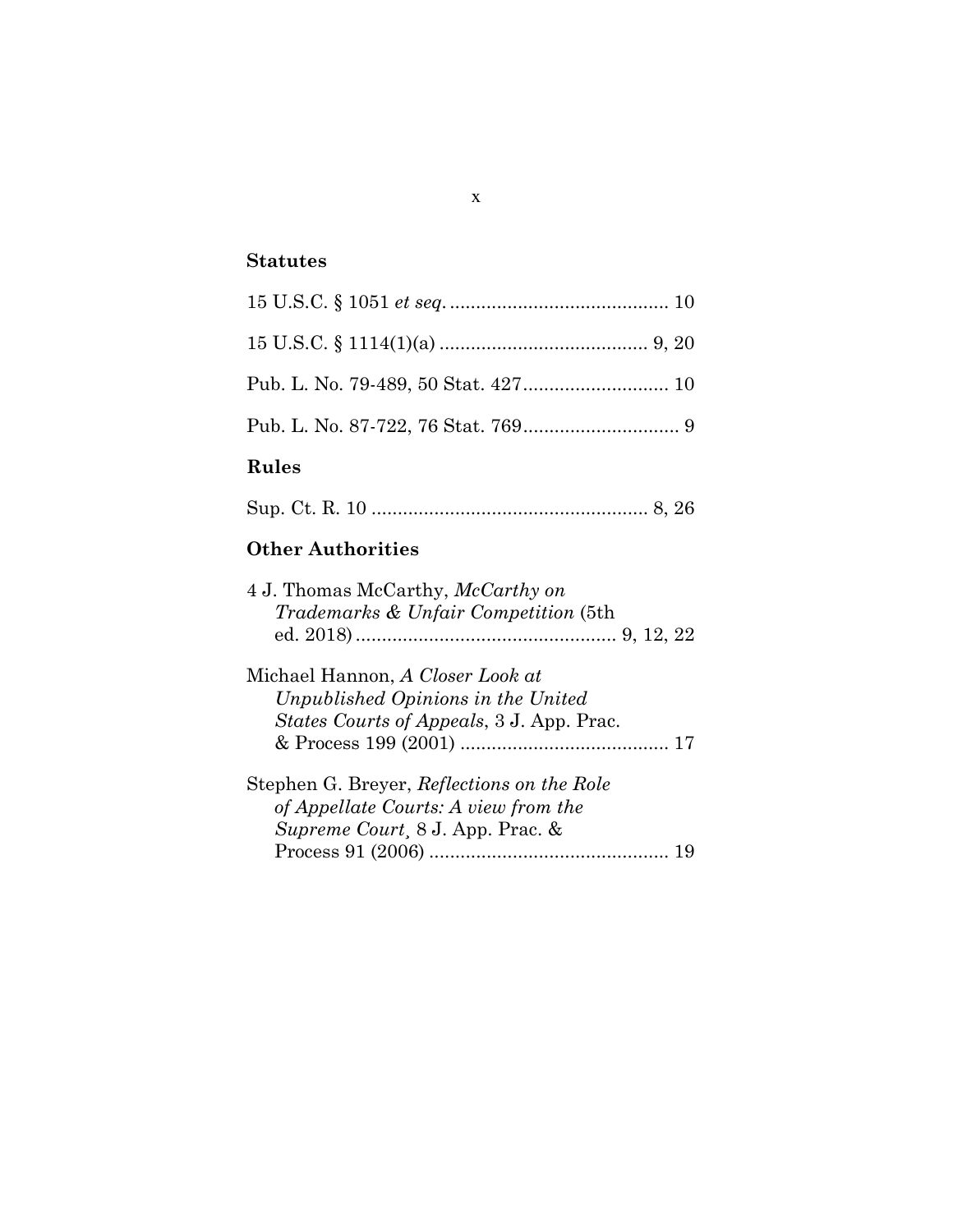### Statutes

15 U.S.C. § 1051 *et seq.* .......................................... 10

15 U.S.C. § 1114(1)(a) ........................................ 9, 20

Pub. L. No. 79-489, 50 Stat. 427............................ 10

Pub. L. No. 87-722, 76 Stat. 769.............................. 9

### Rules

Sup. Ct. R. 10 ..................................................... 8, 26

### Other Authorities

4 J. Thomas McCarthy, *McCarthy on Trademarks & Unfair Competition* (5th ed. 2018) .................................................. 9, 12, 22

Michael Hannon, *A Closer Look at Unpublished Opinions in the United States Courts of Appeals*, 3 J. App. Prac. & Process 199 (2001) ........................................ 17

Stephen G. Breyer, *Reflections on the Role of Appellate Courts: A view from the Supreme Court*¸ 8 J. App. Prac. & Process 91 (2006) .............................................. 19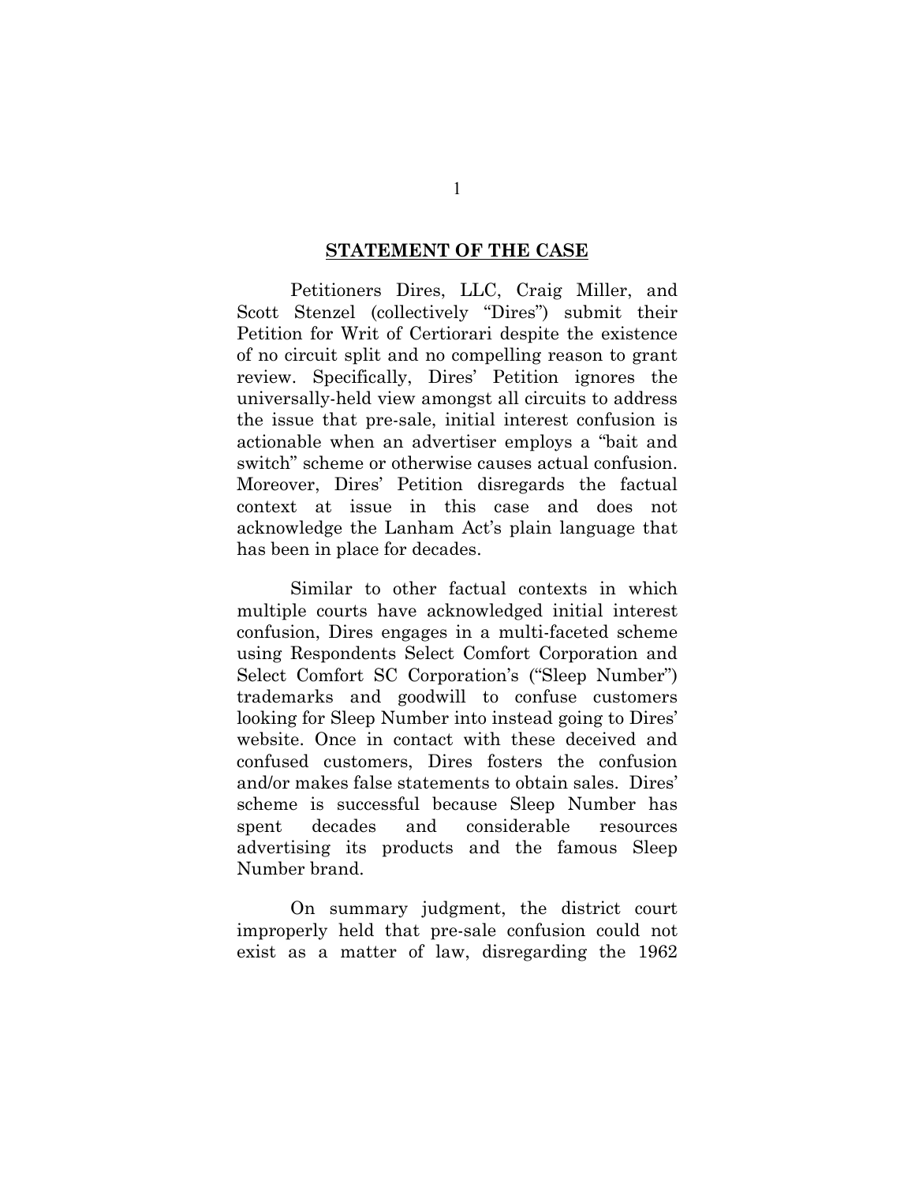## STATEMENT OF THE CASE

Petitioners Dires, LLC, Craig Miller, and Scott Stenzel (collectively "Dires") submit their Petition for Writ of Certiorari despite the existence of no circuit split and no compelling reason to grant review. Specifically, Dires' Petition ignores the universally-held view amongst all circuits to address the issue that pre-sale, initial interest confusion is actionable when an advertiser employs a "bait and switch" scheme or otherwise causes actual confusion. Moreover, Dires' Petition disregards the factual context at issue in this case and does not acknowledge the Lanham Act's plain language that has been in place for decades.

Similar to other factual contexts in which multiple courts have acknowledged initial interest confusion, Dires engages in a multi-faceted scheme using Respondents Select Comfort Corporation and Select Comfort SC Corporation's ("Sleep Number") trademarks and goodwill to confuse customers looking for Sleep Number into instead going to Dires' website. Once in contact with these deceived and confused customers, Dires fosters the confusion and/or makes false statements to obtain sales. Dires' scheme is successful because Sleep Number has spent decades and considerable resources advertising its products and the famous Sleep Number brand.

On summary judgment, the district court improperly held that pre-sale confusion could not exist as a matter of law, disregarding the 1962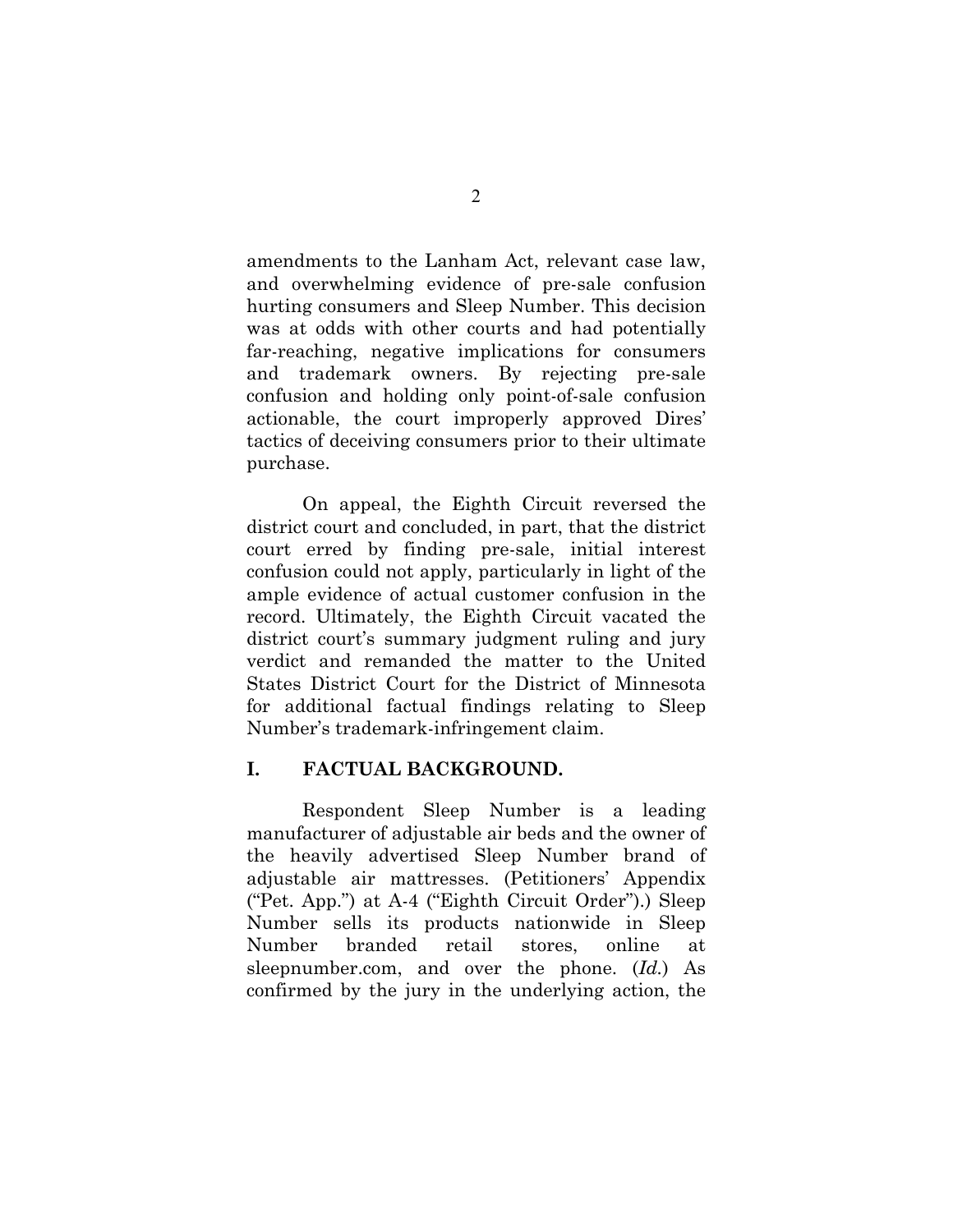amendments to the Lanham Act, relevant case law, and overwhelming evidence of pre-sale confusion hurting consumers and Sleep Number. This decision was at odds with other courts and had potentially far-reaching, negative implications for consumers and trademark owners. By rejecting pre-sale confusion and holding only point-of-sale confusion actionable, the court improperly approved Dires' tactics of deceiving consumers prior to their ultimate purchase.

On appeal, the Eighth Circuit reversed the district court and concluded, in part, that the district court erred by finding pre-sale, initial interest confusion could not apply, particularly in light of the ample evidence of actual customer confusion in the record. Ultimately, the Eighth Circuit vacated the district court's summary judgment ruling and jury verdict and remanded the matter to the United States District Court for the District of Minnesota for additional factual findings relating to Sleep Number's trademark-infringement claim.

## I. FACTUAL BACKGROUND.

Respondent Sleep Number is a leading manufacturer of adjustable air beds and the owner of the heavily advertised Sleep Number brand of adjustable air mattresses. (Petitioners' Appendix ("Pet. App.") at A-4 ("Eighth Circuit Order").) Sleep Number sells its products nationwide in Sleep Number branded retail stores, online at sleepnumber.com, and over the phone. (*Id.*) As confirmed by the jury in the underlying action, the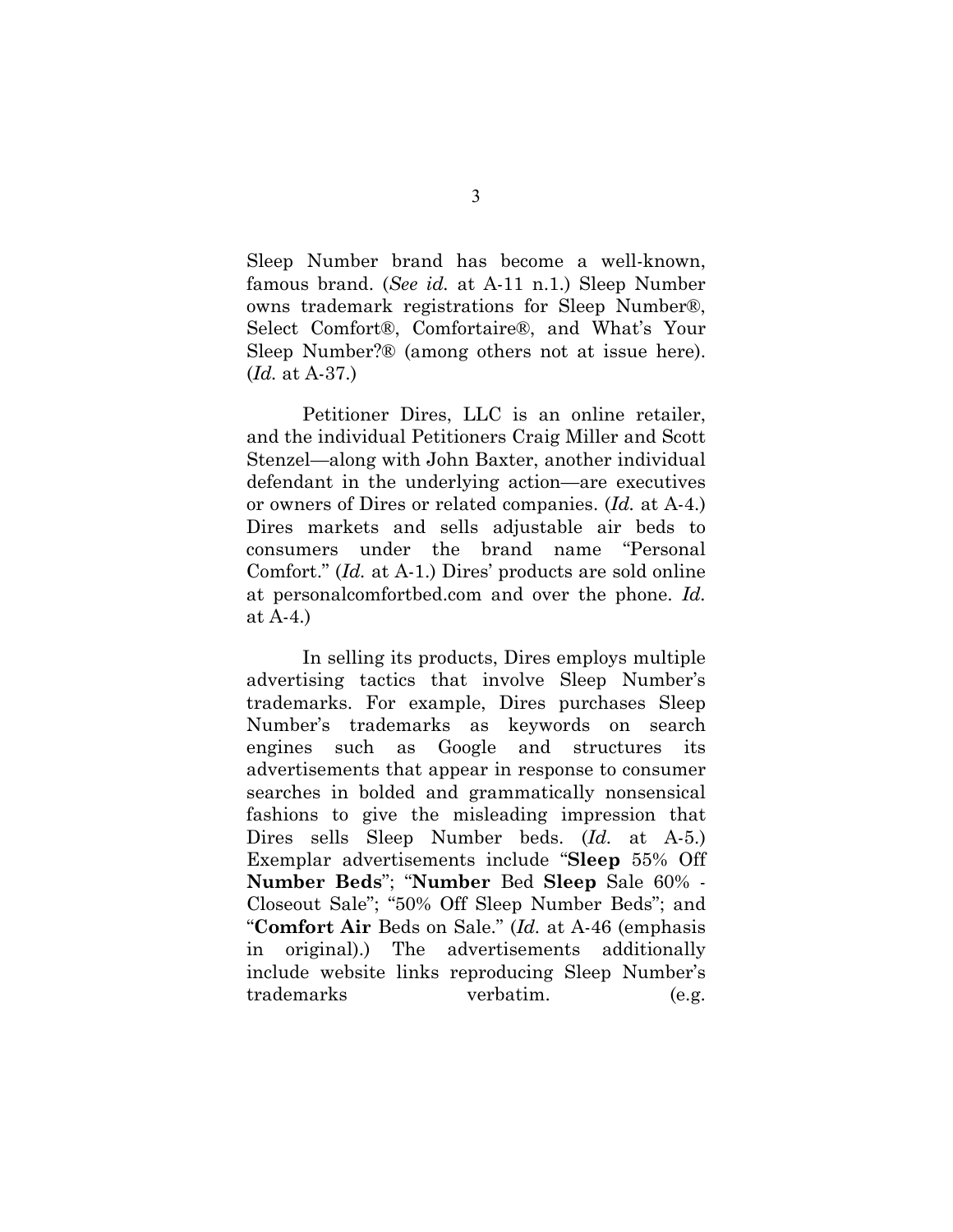Sleep Number brand has become a well-known, famous brand. (*See id.* at A-11 n.1.) Sleep Number owns trademark registrations for Sleep Number®, Select Comfort®, Comfortaire®, and What's Your Sleep Number?® (among others not at issue here). (*Id.* at A-37.)

Petitioner Dires, LLC is an online retailer, and the individual Petitioners Craig Miller and Scott Stenzel—along with John Baxter, another individual defendant in the underlying action—are executives or owners of Dires or related companies. (*Id.* at A-4.) Dires markets and sells adjustable air beds to consumers under the brand name "Personal Comfort." (*Id.* at A-1.) Dires' products are sold online at personalcomfortbed.com and over the phone. *Id.* at A-4.)

In selling its products, Dires employs multiple advertising tactics that involve Sleep Number's trademarks. For example, Dires purchases Sleep Number's trademarks as keywords on search engines such as Google and structures its advertisements that appear in response to consumer searches in bolded and grammatically nonsensical fashions to give the misleading impression that Dires sells Sleep Number beds. (*Id.* at A-5.) Exemplar advertisements include "**Sleep** 55% Off **Number Beds**"; "**Number** Bed **Sleep** Sale 60% - Closeout Sale"; "50% Off Sleep Number Beds"; and "**Comfort Air** Beds on Sale." (*Id.* at A-46 (emphasis in original).) The advertisements additionally include website links reproducing Sleep Number's trademarks verbatim. (e.g.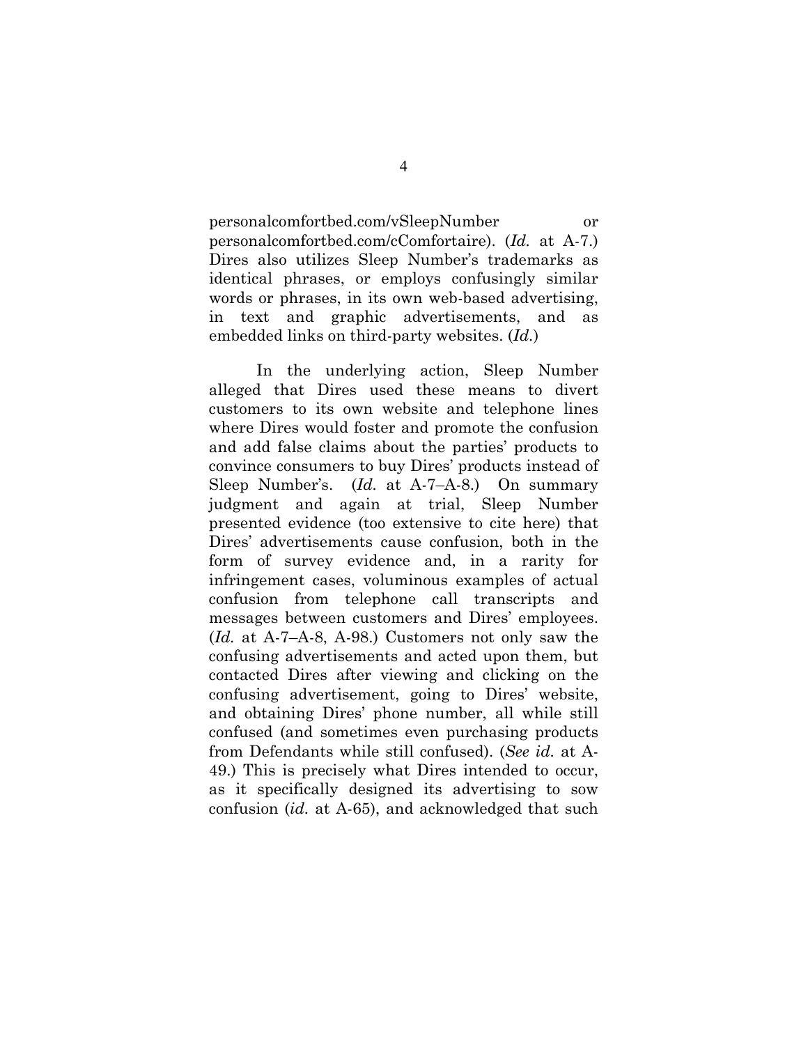personalcomfortbed.com/vSleepNumber or personalcomfortbed.com/cComfortaire). (*Id.* at A-7.) Dires also utilizes Sleep Number's trademarks as identical phrases, or employs confusingly similar words or phrases, in its own web-based advertising, in text and graphic advertisements, and as embedded links on third-party websites. (*Id.*)

In the underlying action, Sleep Number alleged that Dires used these means to divert customers to its own website and telephone lines where Dires would foster and promote the confusion and add false claims about the parties' products to convince consumers to buy Dires' products instead of Sleep Number's. (*Id.* at A-7–A-8.) On summary judgment and again at trial, Sleep Number presented evidence (too extensive to cite here) that Dires' advertisements cause confusion, both in the form of survey evidence and, in a rarity for infringement cases, voluminous examples of actual confusion from telephone call transcripts and messages between customers and Dires' employees. (*Id.* at A-7–A-8, A-98.) Customers not only saw the confusing advertisements and acted upon them, but contacted Dires after viewing and clicking on the confusing advertisement, going to Dires' website, and obtaining Dires' phone number, all while still confused (and sometimes even purchasing products from Defendants while still confused). (*See id.* at A-49.) This is precisely what Dires intended to occur, as it specifically designed its advertising to sow confusion (*id.* at A-65), and acknowledged that such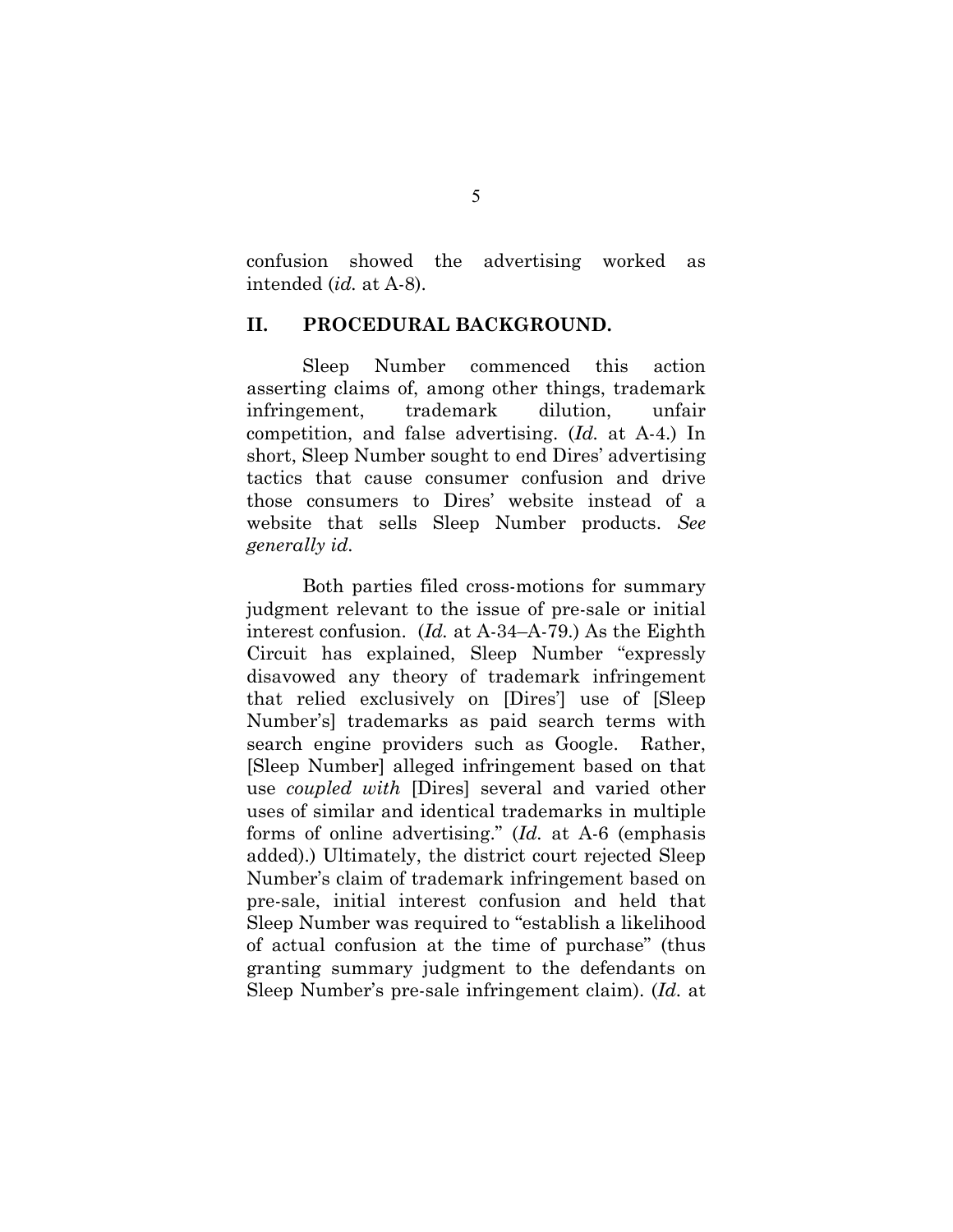confusion showed the advertising worked as intended (*id.* at A-8).

## II. PROCEDURAL BACKGROUND.

Sleep Number commenced this action asserting claims of, among other things, trademark infringement, trademark dilution, unfair competition, and false advertising. (*Id.* at A-4.) In short, Sleep Number sought to end Dires' advertising tactics that cause consumer confusion and drive those consumers to Dires' website instead of a website that sells Sleep Number products. *See generally id.*

Both parties filed cross-motions for summary judgment relevant to the issue of pre-sale or initial interest confusion. (*Id.* at A-34–A-79.) As the Eighth Circuit has explained, Sleep Number "expressly disavowed any theory of trademark infringement that relied exclusively on [Dires'] use of [Sleep Number's] trademarks as paid search terms with search engine providers such as Google. Rather, [Sleep Number] alleged infringement based on that use *coupled with* [Dires] several and varied other uses of similar and identical trademarks in multiple forms of online advertising." (*Id.* at A-6 (emphasis added).) Ultimately, the district court rejected Sleep Number's claim of trademark infringement based on pre-sale, initial interest confusion and held that Sleep Number was required to "establish a likelihood of actual confusion at the time of purchase" (thus granting summary judgment to the defendants on Sleep Number's pre-sale infringement claim). (*Id.* at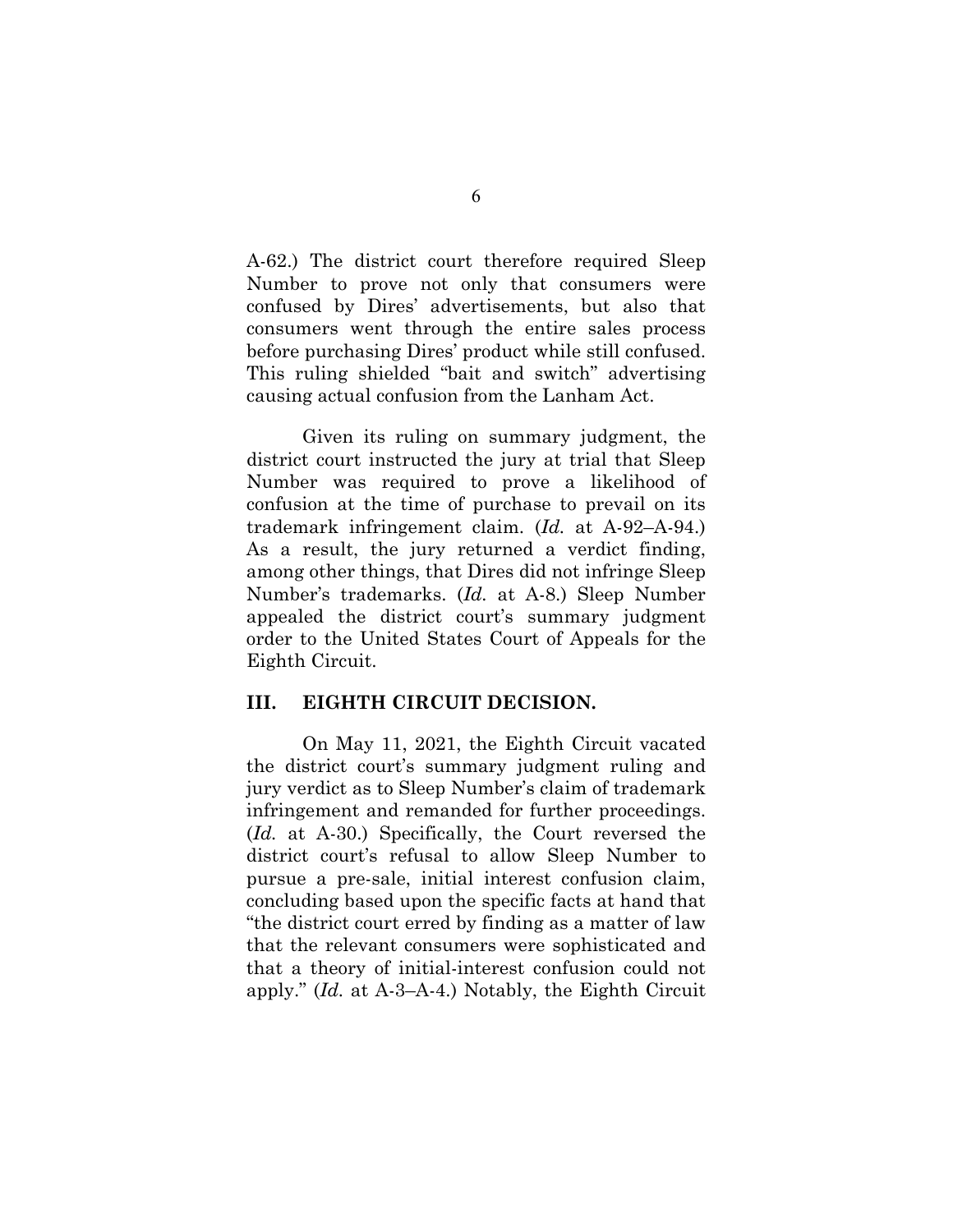A-62.) The district court therefore required Sleep Number to prove not only that consumers were confused by Dires' advertisements, but also that consumers went through the entire sales process before purchasing Dires' product while still confused. This ruling shielded "bait and switch" advertising causing actual confusion from the Lanham Act.

Given its ruling on summary judgment, the district court instructed the jury at trial that Sleep Number was required to prove a likelihood of confusion at the time of purchase to prevail on its trademark infringement claim. (*Id.* at A-92–A-94.) As a result, the jury returned a verdict finding, among other things, that Dires did not infringe Sleep Number's trademarks. (*Id.* at A-8.) Sleep Number appealed the district court's summary judgment order to the United States Court of Appeals for the Eighth Circuit.

## III. EIGHTH CIRCUIT DECISION.

On May 11, 2021, the Eighth Circuit vacated the district court's summary judgment ruling and jury verdict as to Sleep Number's claim of trademark infringement and remanded for further proceedings. (*Id.* at A-30.) Specifically, the Court reversed the district court's refusal to allow Sleep Number to pursue a pre-sale, initial interest confusion claim, concluding based upon the specific facts at hand that "the district court erred by finding as a matter of law that the relevant consumers were sophisticated and that a theory of initial-interest confusion could not apply." (*Id.* at A-3–A-4.) Notably, the Eighth Circuit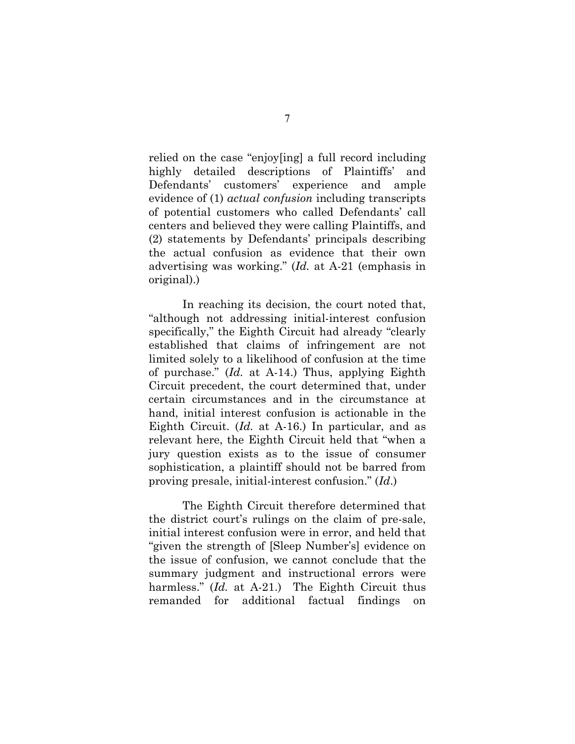relied on the case "enjoy[ing] a full record including highly detailed descriptions of Plaintiffs' and Defendants' customers' experience and ample evidence of (1) *actual confusion* including transcripts of potential customers who called Defendants' call centers and believed they were calling Plaintiffs, and (2) statements by Defendants' principals describing the actual confusion as evidence that their own advertising was working." (*Id.* at A-21 (emphasis in original).)

In reaching its decision, the court noted that, "although not addressing initial-interest confusion specifically," the Eighth Circuit had already "clearly established that claims of infringement are not limited solely to a likelihood of confusion at the time of purchase." (*Id.* at A-14.) Thus, applying Eighth Circuit precedent, the court determined that, under certain circumstances and in the circumstance at hand, initial interest confusion is actionable in the Eighth Circuit. (*Id.* at A-16.) In particular, and as relevant here, the Eighth Circuit held that "when a jury question exists as to the issue of consumer sophistication, a plaintiff should not be barred from proving presale, initial-interest confusion." (*Id.*)

The Eighth Circuit therefore determined that the district court's rulings on the claim of pre-sale, initial interest confusion were in error, and held that "given the strength of [Sleep Number's] evidence on the issue of confusion, we cannot conclude that the summary judgment and instructional errors were harmless." (*Id.* at A-21.) The Eighth Circuit thus remanded for additional factual findings on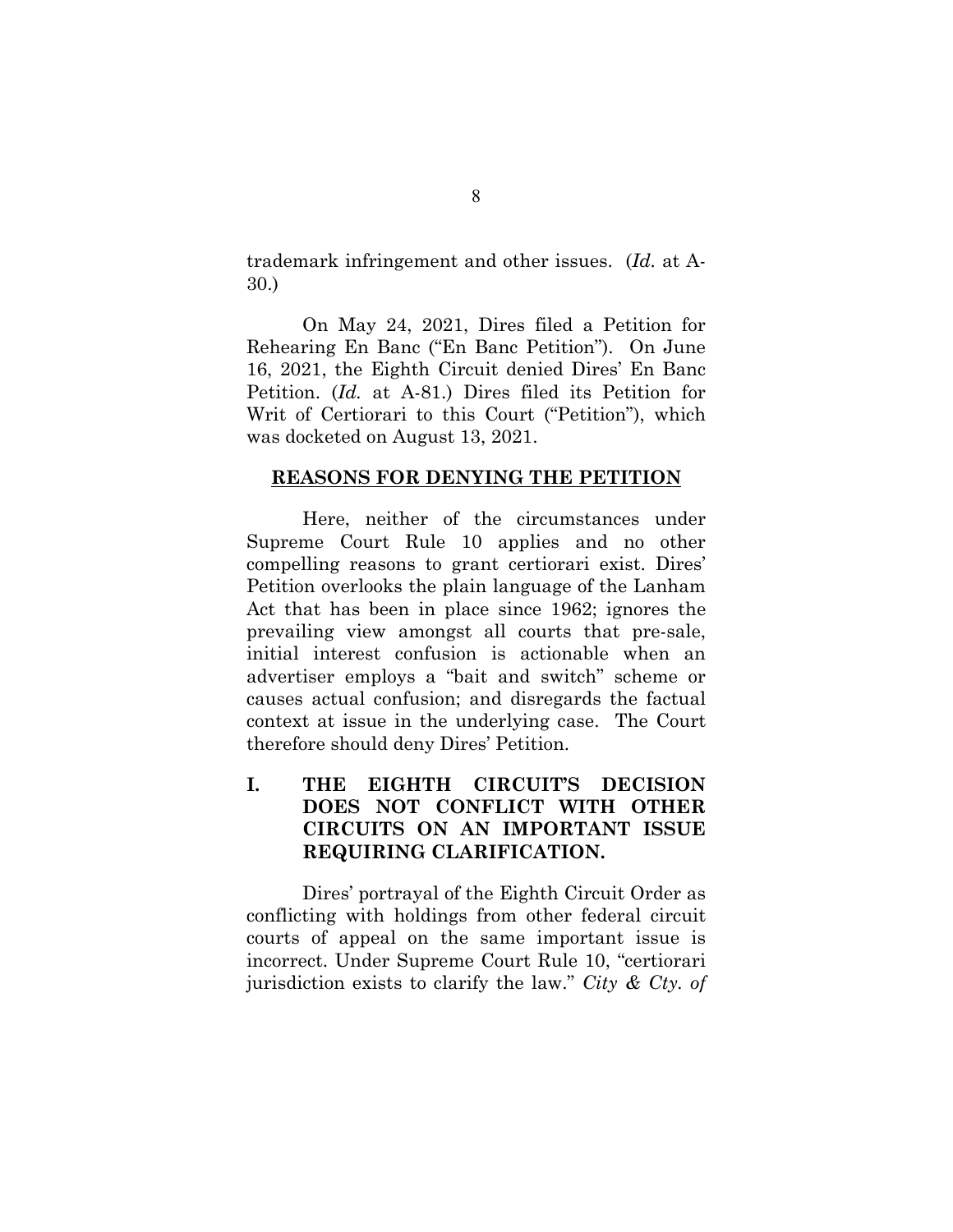trademark infringement and other issues. (*Id.* at A-30.)

On May 24, 2021, Dires filed a Petition for Rehearing En Banc ("En Banc Petition"). On June 16, 2021, the Eighth Circuit denied Dires' En Banc Petition. (*Id.* at A-81.) Dires filed its Petition for Writ of Certiorari to this Court ("Petition"), which was docketed on August 13, 2021.

## REASONS FOR DENYING THE PETITION

Here, neither of the circumstances under Supreme Court Rule 10 applies and no other compelling reasons to grant certiorari exist. Dires' Petition overlooks the plain language of the Lanham Act that has been in place since 1962; ignores the prevailing view amongst all courts that pre-sale, initial interest confusion is actionable when an advertiser employs a "bait and switch" scheme or causes actual confusion; and disregards the factual context at issue in the underlying case. The Court therefore should deny Dires' Petition.

### I. THE EIGHTH CIRCUIT'S DECISION DOES NOT CONFLICT WITH OTHER CIRCUITS ON AN IMPORTANT ISSUE REQUIRING CLARIFICATION.

Dires' portrayal of the Eighth Circuit Order as conflicting with holdings from other federal circuit courts of appeal on the same important issue is incorrect. Under Supreme Court Rule 10, "certiorari jurisdiction exists to clarify the law." *City & Cty. of*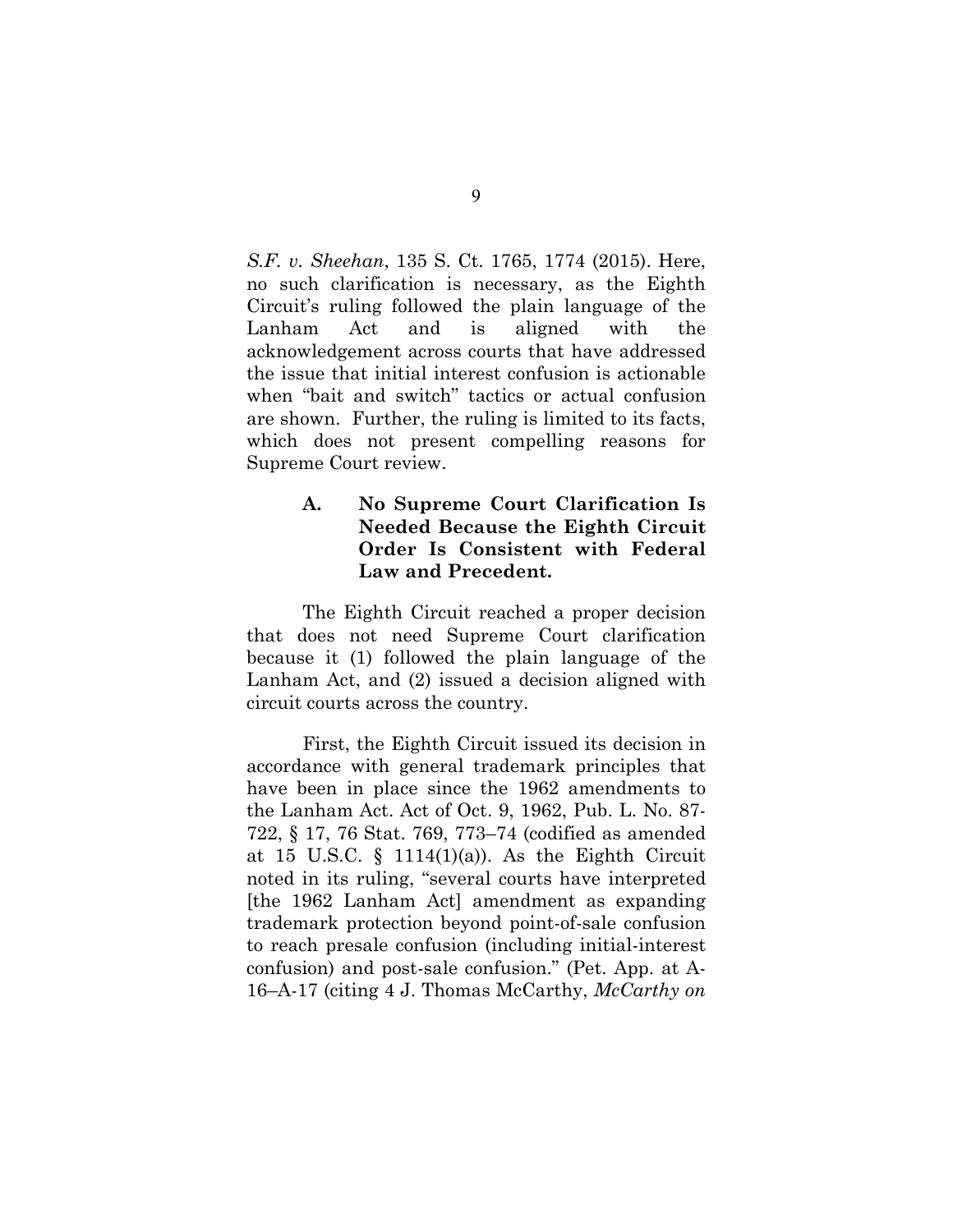*S.F. v. Sheehan*, 135 S. Ct. 1765, 1774 (2015). Here, no such clarification is necessary, as the Eighth Circuit's ruling followed the plain language of the Lanham Act and is aligned with the acknowledgement across courts that have addressed the issue that initial interest confusion is actionable when "bait and switch" tactics or actual confusion are shown. Further, the ruling is limited to its facts, which does not present compelling reasons for Supreme Court review.

### A. No Supreme Court Clarification Is Needed Because the Eighth Circuit Order Is Consistent with Federal Law and Precedent.

The Eighth Circuit reached a proper decision that does not need Supreme Court clarification because it (1) followed the plain language of the Lanham Act, and (2) issued a decision aligned with circuit courts across the country.

First, the Eighth Circuit issued its decision in accordance with general trademark principles that have been in place since the 1962 amendments to the Lanham Act. Act of Oct. 9, 1962, Pub. L. No. 87-722, § 17, 76 Stat. 769, 773–74 (codified as amended at 15 U.S.C. § 1114(1)(a)). As the Eighth Circuit noted in its ruling, "several courts have interpreted [the 1962 Lanham Act] amendment as expanding trademark protection beyond point-of-sale confusion to reach presale confusion (including initial-interest confusion) and post-sale confusion." (Pet. App. at A-16–A-17 (citing 4 J. Thomas McCarthy, *McCarthy on*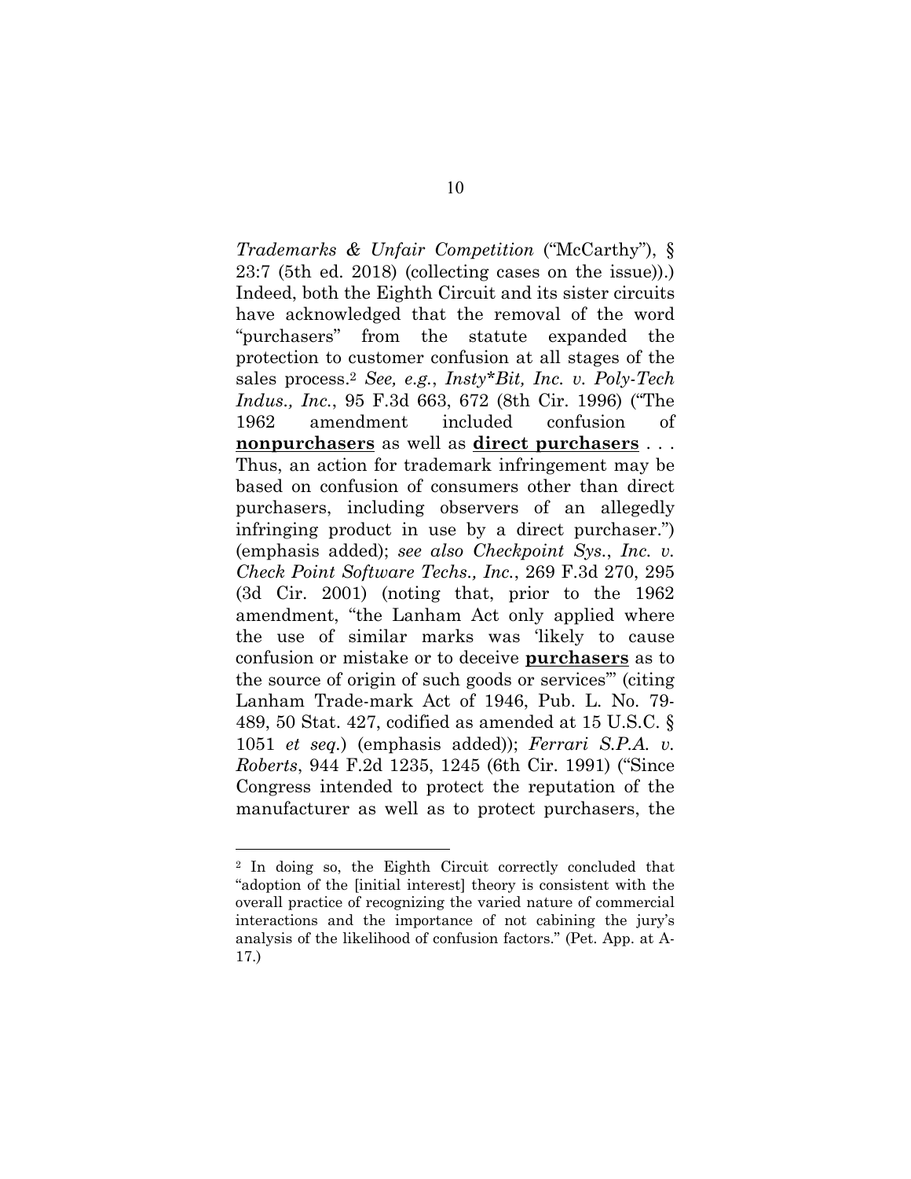*Trademarks & Unfair Competition* ("McCarthy"), § 23:7 (5th ed. 2018) (collecting cases on the issue)).) Indeed, both the Eighth Circuit and its sister circuits have acknowledged that the removal of the word "purchasers" from the statute expanded the protection to customer confusion at all stages of the sales process.[2] *See, e.g.*, *Insty\*Bit, Inc. v. Poly-Tech Indus., Inc.*, 95 F.3d 663, 672 (8th Cir. 1996) ("The 1962 amendment included confusion of **nonpurchasers** as well as **direct purchasers** . . . Thus, an action for trademark infringement may be based on confusion of consumers other than direct purchasers, including observers of an allegedly infringing product in use by a direct purchaser.") (emphasis added); *see also Checkpoint Sys., Inc. v. Check Point Software Techs., Inc.*, 269 F.3d 270, 295 (3d Cir. 2001) (noting that, prior to the 1962 amendment, "the Lanham Act only applied where the use of similar marks was 'likely to cause confusion or mistake or to deceive **purchasers** as to the source of origin of such goods or services'" (citing Lanham Trade-mark Act of 1946, Pub. L. No. 79-489, 50 Stat. 427, codified as amended at 15 U.S.C. § 1051 *et seq.*) (emphasis added)); *Ferrari S.P.A. v. Roberts*, 944 F.2d 1235, 1245 (6th Cir. 1991) ("Since Congress intended to protect the reputation of the manufacturer as well as to protect purchasers, the

---

[2] In doing so, the Eighth Circuit correctly concluded that "adoption of the [initial interest] theory is consistent with the overall practice of recognizing the varied nature of commercial interactions and the importance of not cabining the jury's analysis of the likelihood of confusion factors." (Pet. App. at A-17.)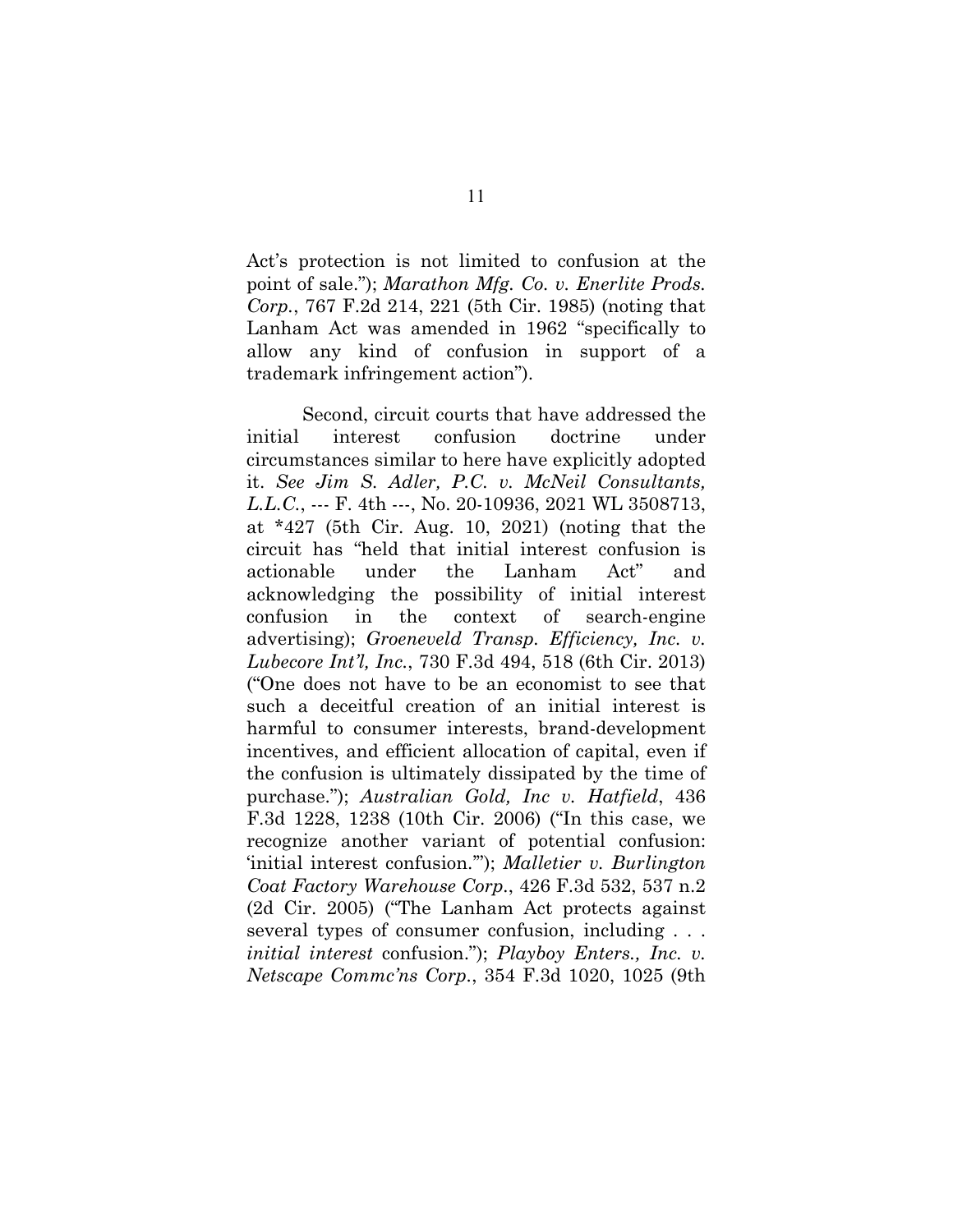Act's protection is not limited to confusion at the point of sale."); *Marathon Mfg. Co. v. Enerlite Prods. Corp.*, 767 F.2d 214, 221 (5th Cir. 1985) (noting that Lanham Act was amended in 1962 "specifically to allow any kind of confusion in support of a trademark infringement action").

Second, circuit courts that have addressed the initial interest confusion doctrine under circumstances similar to here have explicitly adopted it. *See Jim S. Adler, P.C. v. McNeil Consultants, L.L.C.*, --- F. 4th ---, No. 20-10936, 2021 WL 3508713, at *427 (5th Cir. Aug. 10, 2021) (noting that the circuit has "held that initial interest confusion is actionable under the Lanham Act" and acknowledging the possibility of initial interest confusion in the context of search-engine advertising); *Groeneveld Transp. Efficiency, Inc. v. Lubecore Int'l, Inc.*, 730 F.3d 494, 518 (6th Cir. 2013) ("One does not have to be an economist to see that such a deceitful creation of an initial interest is harmful to consumer interests, brand-development incentives, and efficient allocation of capital, even if the confusion is ultimately dissipated by the time of purchase."); *Australian Gold, Inc v. Hatfield*, 436 F.3d 1228, 1238 (10th Cir. 2006) ("In this case, we recognize another variant of potential confusion: 'initial interest confusion.'"); *Malletier v. Burlington Coat Factory Warehouse Corp.*, 426 F.3d 532, 537 n.2 (2d Cir. 2005) ("The Lanham Act protects against several types of consumer confusion, including . . . *initial interest* confusion."); *Playboy Enters., Inc. v. Netscape Commc'ns Corp.*, 354 F.3d 1020, 1025 (9th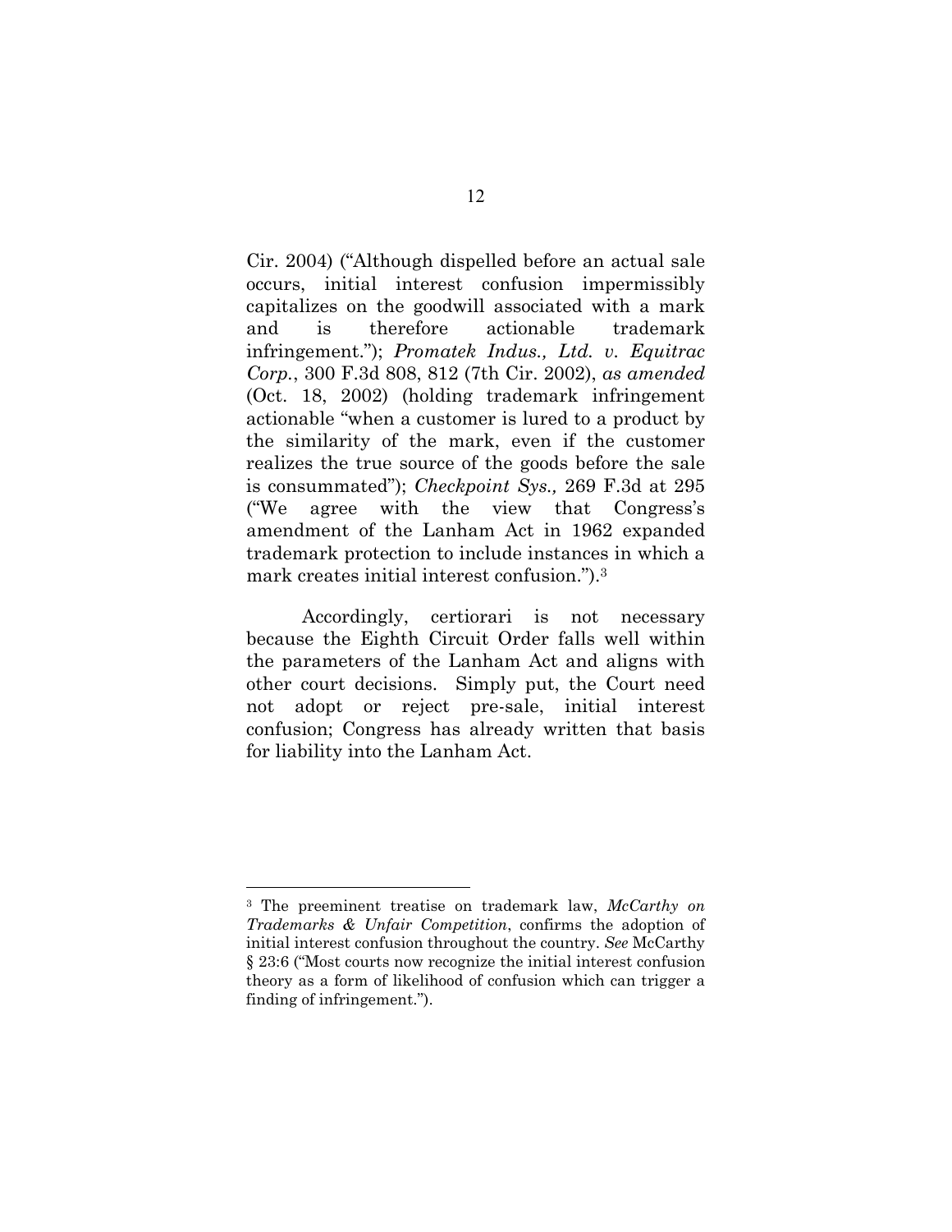Cir. 2004) ("Although dispelled before an actual sale occurs, initial interest confusion impermissibly capitalizes on the goodwill associated with a mark and is therefore actionable trademark infringement."); *Promatek Indus., Ltd. v. Equitrac Corp.*, 300 F.3d 808, 812 (7th Cir. 2002), *as amended* (Oct. 18, 2002) (holding trademark infringement actionable "when a customer is lured to a product by the similarity of the mark, even if the customer realizes the true source of the goods before the sale is consummated"); *Checkpoint Sys.,* 269 F.3d at 295 ("We agree with the view that Congress's amendment of the Lanham Act in 1962 expanded trademark protection to include instances in which a mark creates initial interest confusion.").[3]

Accordingly, certiorari is not necessary because the Eighth Circuit Order falls well within the parameters of the Lanham Act and aligns with other court decisions. Simply put, the Court need not adopt or reject pre-sale, initial interest confusion; Congress has already written that basis for liability into the Lanham Act.

---

[3] The preeminent treatise on trademark law, *McCarthy on Trademarks & Unfair Competition*, confirms the adoption of initial interest confusion throughout the country. *See* McCarthy § 23:6 ("Most courts now recognize the initial interest confusion theory as a form of likelihood of confusion which can trigger a finding of infringement.").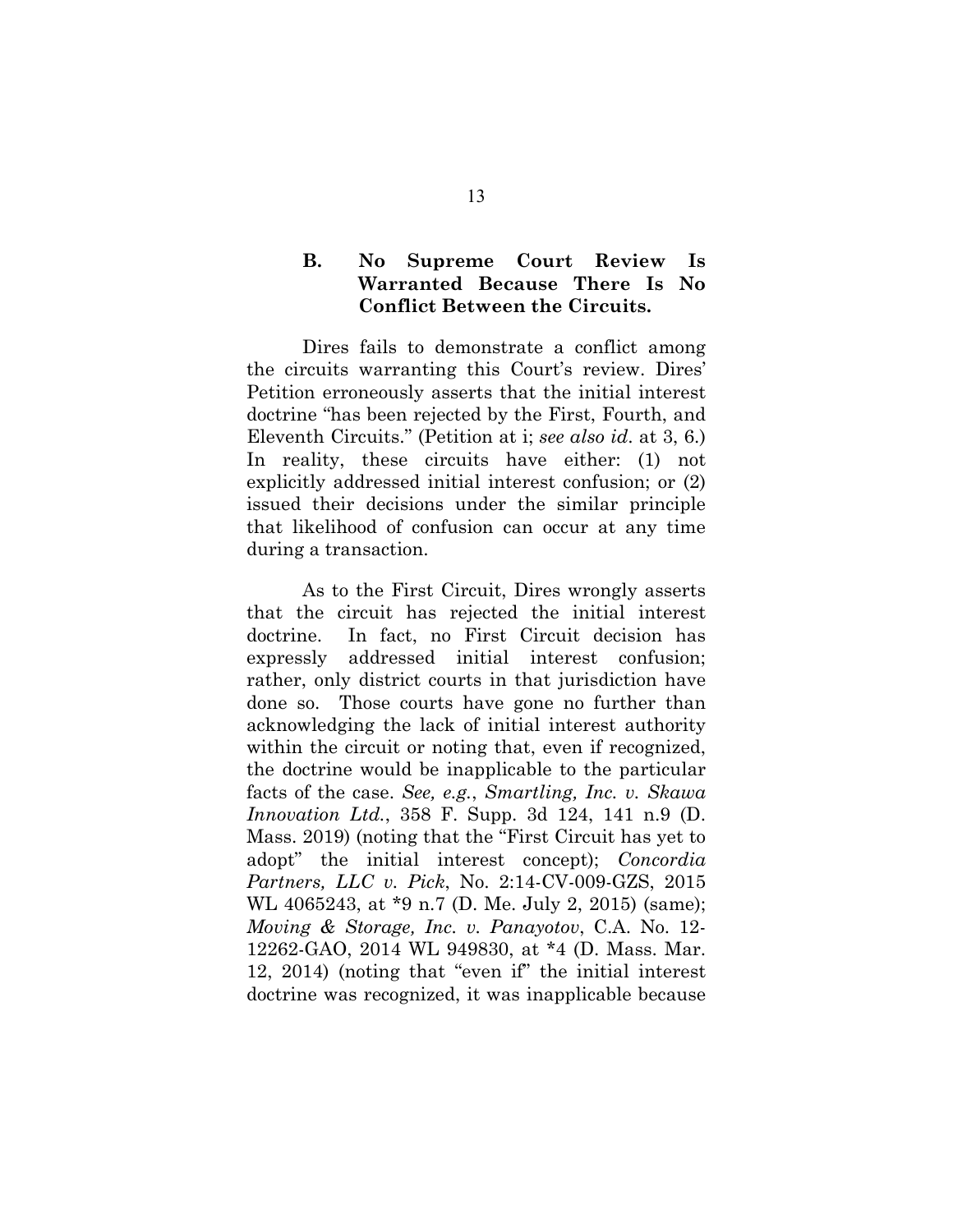### B. No Supreme Court Review Is Warranted Because There Is No Conflict Between the Circuits.

Dires fails to demonstrate a conflict among the circuits warranting this Court's review. Dires' Petition erroneously asserts that the initial interest doctrine "has been rejected by the First, Fourth, and Eleventh Circuits." (Petition at i; *see also id*. at 3, 6.) In reality, these circuits have either: (1) not explicitly addressed initial interest confusion; or (2) issued their decisions under the similar principle that likelihood of confusion can occur at any time during a transaction.

As to the First Circuit, Dires wrongly asserts that the circuit has rejected the initial interest doctrine. In fact, no First Circuit decision has expressly addressed initial interest confusion; rather, only district courts in that jurisdiction have done so. Those courts have gone no further than acknowledging the lack of initial interest authority within the circuit or noting that, even if recognized, the doctrine would be inapplicable to the particular facts of the case. *See, e.g.*, *Smartling, Inc. v. Skawa Innovation Ltd.*, 358 F. Supp. 3d 124, 141 n.9 (D. Mass. 2019) (noting that the "First Circuit has yet to adopt" the initial interest concept); *Concordia Partners, LLC v. Pick*, No. 2:14-CV-009-GZS, 2015 WL 4065243, at *9 n.7 (D. Me. July 2, 2015) (same); *Moving & Storage, Inc. v. Panayotov*, C.A. No. 12-12262-GAO, 2014 WL 949830, at *4 (D. Mass. Mar. 12, 2014) (noting that "even if" the initial interest doctrine was recognized, it was inapplicable because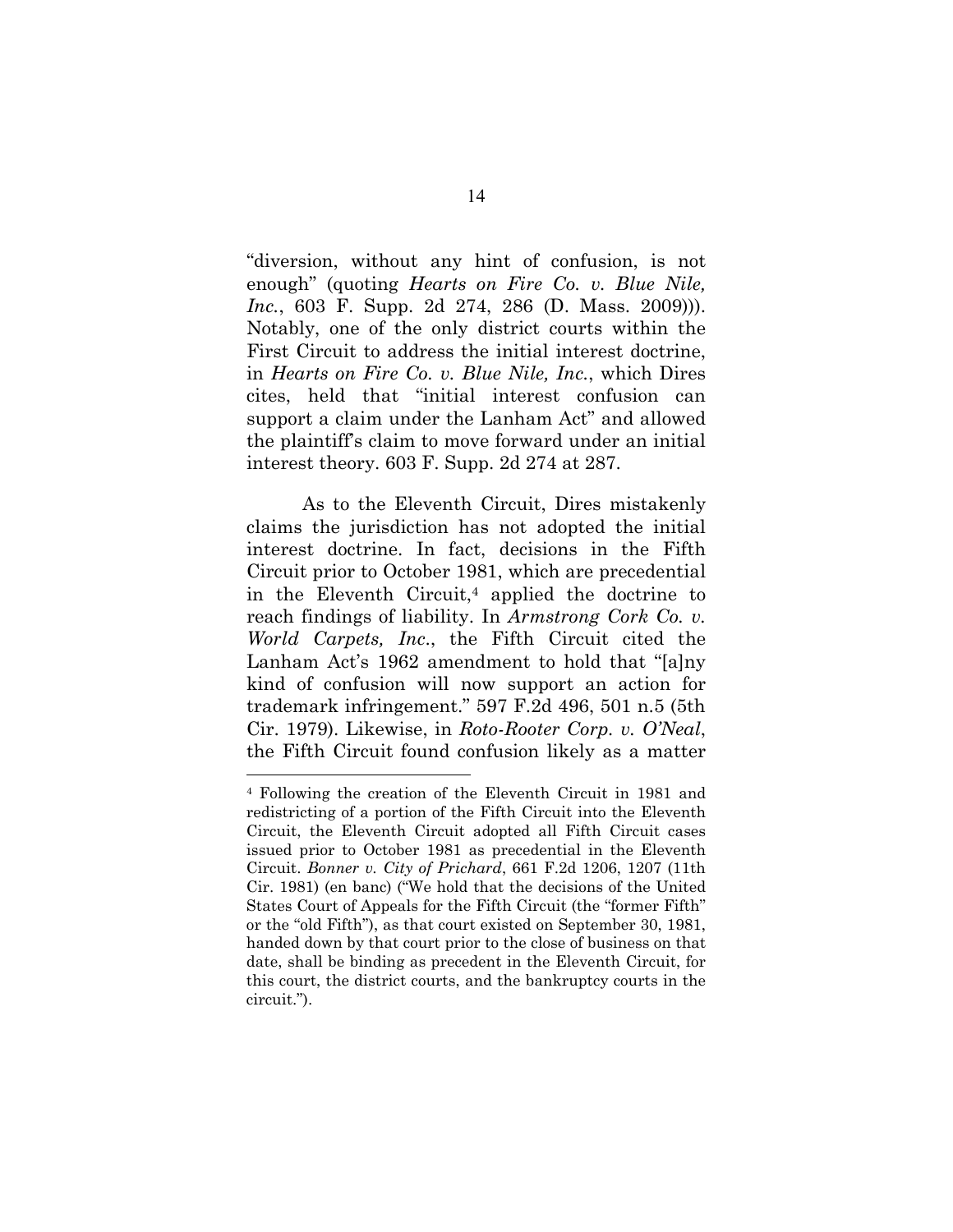"diversion, without any hint of confusion, is not enough" (quoting *Hearts on Fire Co. v. Blue Nile, Inc.*, 603 F. Supp. 2d 274, 286 (D. Mass. 2009))). Notably, one of the only district courts within the First Circuit to address the initial interest doctrine, in *Hearts on Fire Co. v. Blue Nile, Inc.*, which Dires cites, held that "initial interest confusion can support a claim under the Lanham Act" and allowed the plaintiff's claim to move forward under an initial interest theory. 603 F. Supp. 2d 274 at 287.

As to the Eleventh Circuit, Dires mistakenly claims the jurisdiction has not adopted the initial interest doctrine. In fact, decisions in the Fifth Circuit prior to October 1981, which are precedential in the Eleventh Circuit,[4] applied the doctrine to reach findings of liability. In *Armstrong Cork Co. v. World Carpets, Inc.*, the Fifth Circuit cited the Lanham Act's 1962 amendment to hold that "[a]ny kind of confusion will now support an action for trademark infringement." 597 F.2d 496, 501 n.5 (5th Cir. 1979). Likewise, in *Roto-Rooter Corp. v. O'Neal*, the Fifth Circuit found confusion likely as a matter

---

[4] Following the creation of the Eleventh Circuit in 1981 and redistricting of a portion of the Fifth Circuit into the Eleventh Circuit, the Eleventh Circuit adopted all Fifth Circuit cases issued prior to October 1981 as precedential in the Eleventh Circuit. *Bonner v. City of Prichard*, 661 F.2d 1206, 1207 (11th Cir. 1981) (en banc) ("We hold that the decisions of the United States Court of Appeals for the Fifth Circuit (the "former Fifth" or the "old Fifth"), as that court existed on September 30, 1981, handed down by that court prior to the close of business on that date, shall be binding as precedent in the Eleventh Circuit, for this court, the district courts, and the bankruptcy courts in the circuit.").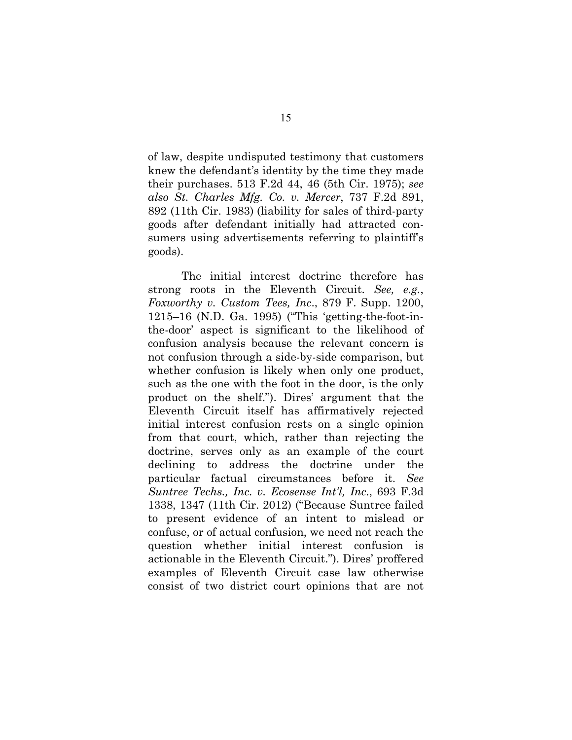of law, despite undisputed testimony that customers knew the defendant's identity by the time they made their purchases. 513 F.2d 44, 46 (5th Cir. 1975); *see also St. Charles Mfg. Co. v. Mercer*, 737 F.2d 891, 892 (11th Cir. 1983) (liability for sales of third-party goods after defendant initially had attracted consumers using advertisements referring to plaintiff's goods).

The initial interest doctrine therefore has strong roots in the Eleventh Circuit. *See, e.g.*, *Foxworthy v. Custom Tees, Inc.*, 879 F. Supp. 1200, 1215–16 (N.D. Ga. 1995) ("This 'getting-the-foot-in-the-door' aspect is significant to the likelihood of confusion analysis because the relevant concern is not confusion through a side-by-side comparison, but whether confusion is likely when only one product, such as the one with the foot in the door, is the only product on the shelf."). Dires' argument that the Eleventh Circuit itself has affirmatively rejected initial interest confusion rests on a single opinion from that court, which, rather than rejecting the doctrine, serves only as an example of the court declining to address the doctrine under the particular factual circumstances before it. *See Suntree Techs., Inc. v. Ecosense Int'l, Inc.*, 693 F.3d 1338, 1347 (11th Cir. 2012) ("Because Suntree failed to present evidence of an intent to mislead or confuse, or of actual confusion, we need not reach the question whether initial interest confusion is actionable in the Eleventh Circuit."). Dires' proffered examples of Eleventh Circuit case law otherwise consist of two district court opinions that are not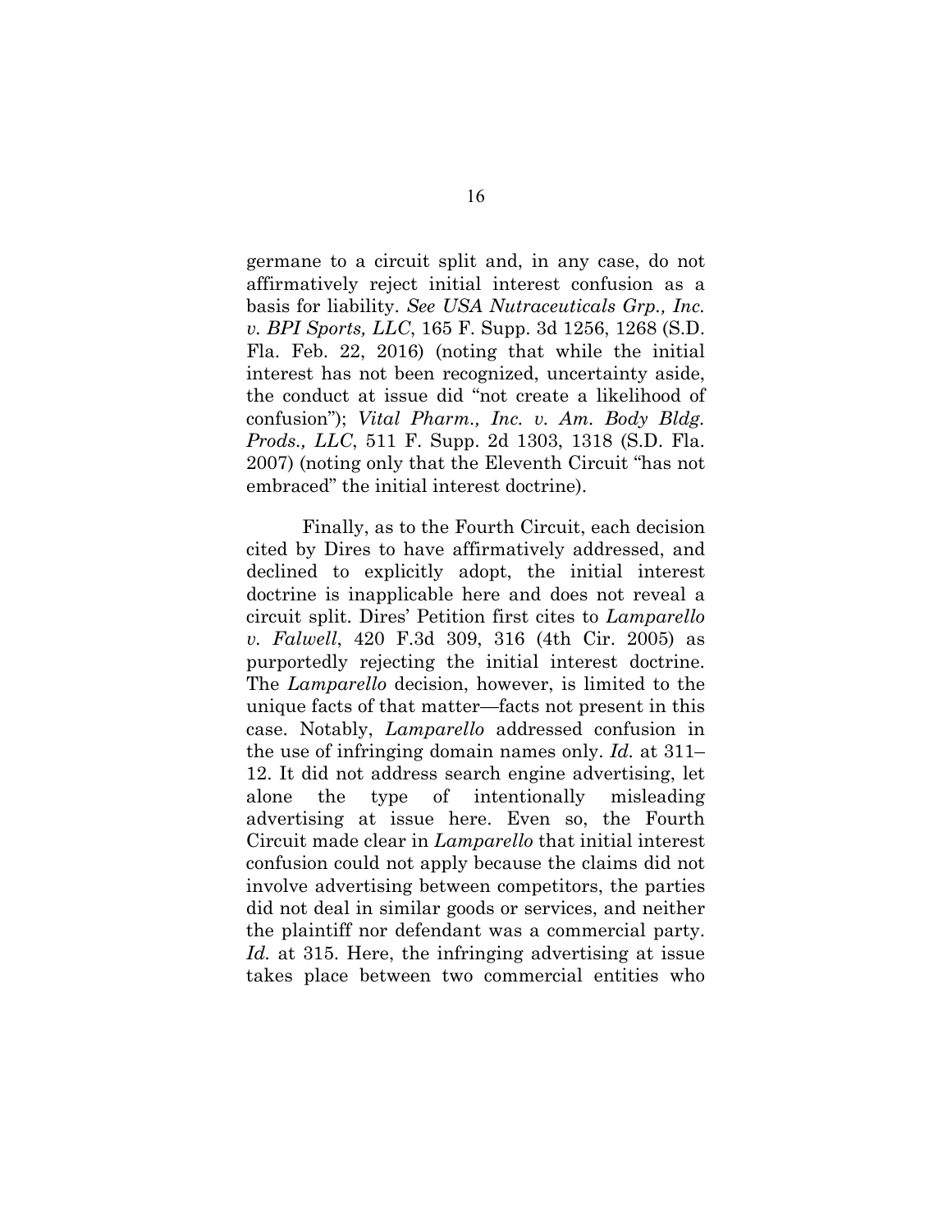germane to a circuit split and, in any case, do not affirmatively reject initial interest confusion as a basis for liability. *See USA Nutraceuticals Grp., Inc. v. BPI Sports, LLC*, 165 F. Supp. 3d 1256, 1268 (S.D. Fla. Feb. 22, 2016) (noting that while the initial interest has not been recognized, uncertainty aside, the conduct at issue did "not create a likelihood of confusion"); *Vital Pharm., Inc. v. Am. Body Bldg. Prods., LLC*, 511 F. Supp. 2d 1303, 1318 (S.D. Fla. 2007) (noting only that the Eleventh Circuit "has not embraced" the initial interest doctrine).

Finally, as to the Fourth Circuit, each decision cited by Dires to have affirmatively addressed, and declined to explicitly adopt, the initial interest doctrine is inapplicable here and does not reveal a circuit split. Dires' Petition first cites to *Lamparello v. Falwell*, 420 F.3d 309, 316 (4th Cir. 2005) as purportedly rejecting the initial interest doctrine. The *Lamparello* decision, however, is limited to the unique facts of that matter—facts not present in this case. Notably, *Lamparello* addressed confusion in the use of infringing domain names only. *Id.* at 311–12. It did not address search engine advertising, let alone the type of intentionally misleading advertising at issue here. Even so, the Fourth Circuit made clear in *Lamparello* that initial interest confusion could not apply because the claims did not involve advertising between competitors, the parties did not deal in similar goods or services, and neither the plaintiff nor defendant was a commercial party. *Id.* at 315. Here, the infringing advertising at issue takes place between two commercial entities who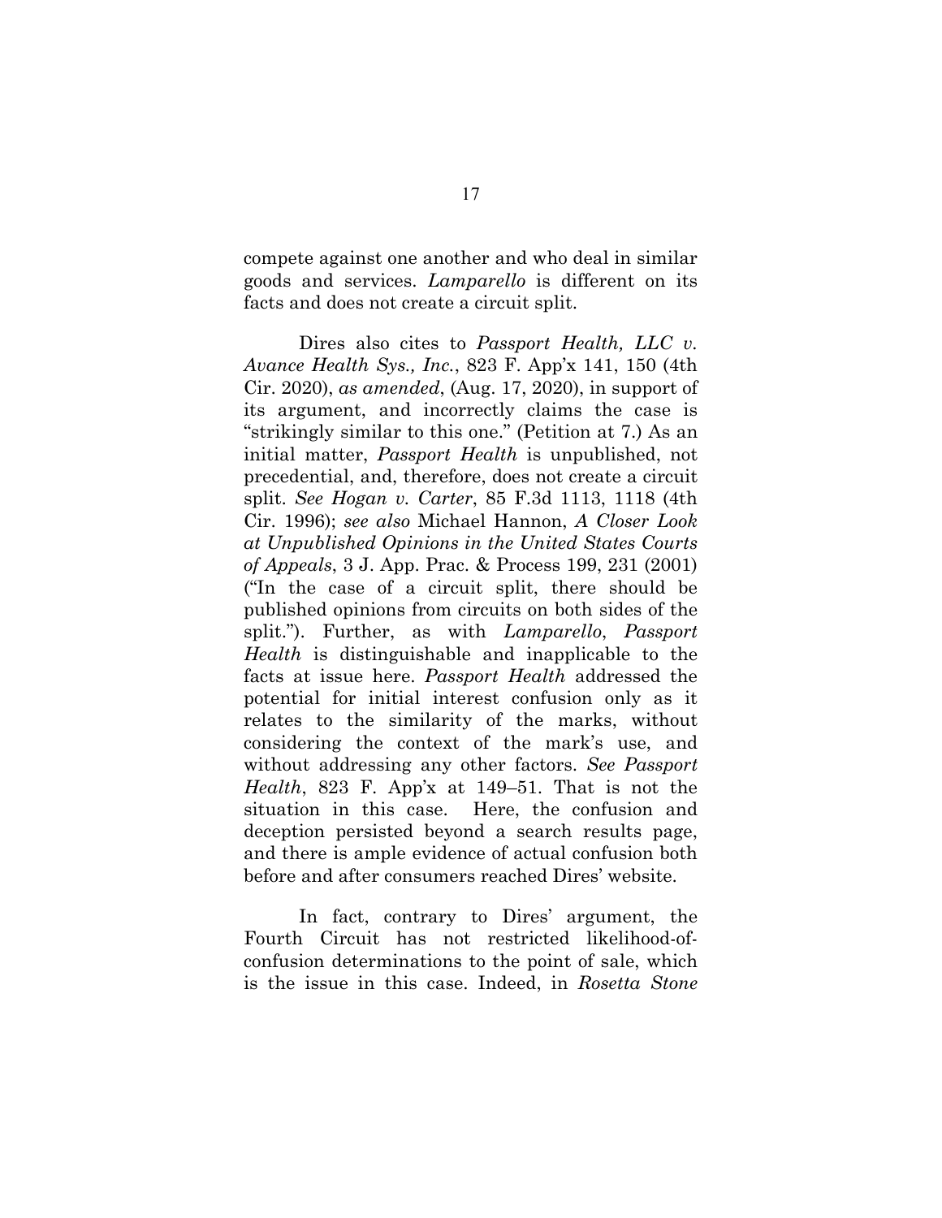compete against one another and who deal in similar goods and services. *Lamparello* is different on its facts and does not create a circuit split.

Dires also cites to *Passport Health, LLC v. Avance Health Sys., Inc.*, 823 F. App'x 141, 150 (4th Cir. 2020), *as amended*, (Aug. 17, 2020), in support of its argument, and incorrectly claims the case is "strikingly similar to this one." (Petition at 7.) As an initial matter, *Passport Health* is unpublished, not precedential, and, therefore, does not create a circuit split. *See Hogan v. Carter*, 85 F.3d 1113, 1118 (4th Cir. 1996); *see also* Michael Hannon, *A Closer Look at Unpublished Opinions in the United States Courts of Appeals*, 3 J. App. Prac. & Process 199, 231 (2001) ("In the case of a circuit split, there should be published opinions from circuits on both sides of the split."). Further, as with *Lamparello*, *Passport Health* is distinguishable and inapplicable to the facts at issue here. *Passport Health* addressed the potential for initial interest confusion only as it relates to the similarity of the marks, without considering the context of the mark's use, and without addressing any other factors. *See Passport Health*, 823 F. App'x at 149–51. That is not the situation in this case. Here, the confusion and deception persisted beyond a search results page, and there is ample evidence of actual confusion both before and after consumers reached Dires' website.

In fact, contrary to Dires' argument, the Fourth Circuit has not restricted likelihood-of-confusion determinations to the point of sale, which is the issue in this case. Indeed, in *Rosetta Stone*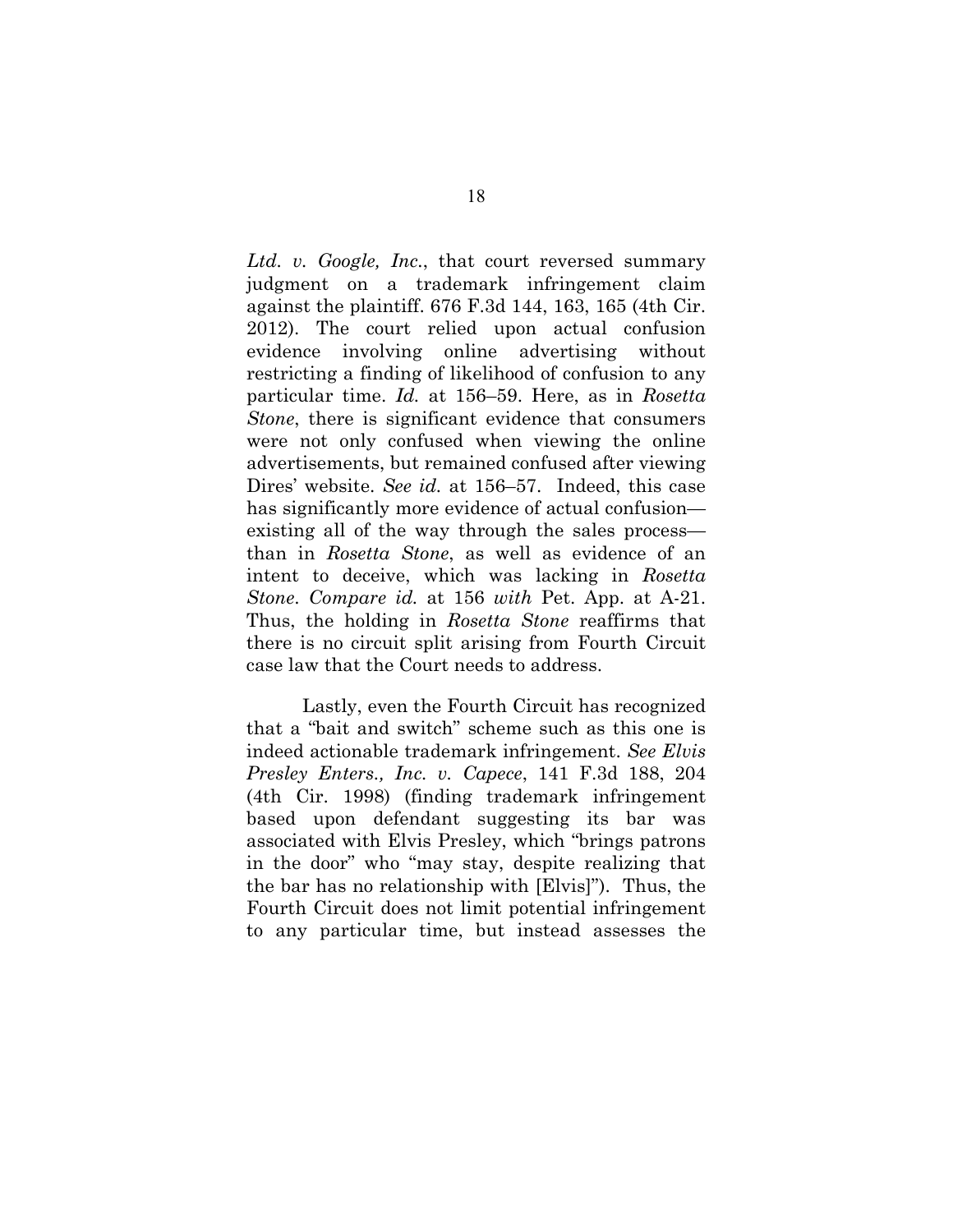*Ltd. v. Google, Inc.*, that court reversed summary judgment on a trademark infringement claim against the plaintiff. 676 F.3d 144, 163, 165 (4th Cir. 2012). The court relied upon actual confusion evidence involving online advertising without restricting a finding of likelihood of confusion to any particular time. *Id.* at 156–59. Here, as in *Rosetta Stone*, there is significant evidence that consumers were not only confused when viewing the online advertisements, but remained confused after viewing Dires' website. *See id.* at 156–57. Indeed, this case has significantly more evidence of actual confusion—existing all of the way through the sales process—than in *Rosetta Stone*, as well as evidence of an intent to deceive, which was lacking in *Rosetta Stone*. *Compare id.* at 156 *with* Pet. App. at A-21. Thus, the holding in *Rosetta Stone* reaffirms that there is no circuit split arising from Fourth Circuit case law that the Court needs to address.

Lastly, even the Fourth Circuit has recognized that a "bait and switch" scheme such as this one is indeed actionable trademark infringement. *See Elvis Presley Enters., Inc. v. Capece*, 141 F.3d 188, 204 (4th Cir. 1998) (finding trademark infringement based upon defendant suggesting its bar was associated with Elvis Presley, which "brings patrons in the door" who "may stay, despite realizing that the bar has no relationship with [Elvis]"). Thus, the Fourth Circuit does not limit potential infringement to any particular time, but instead assesses the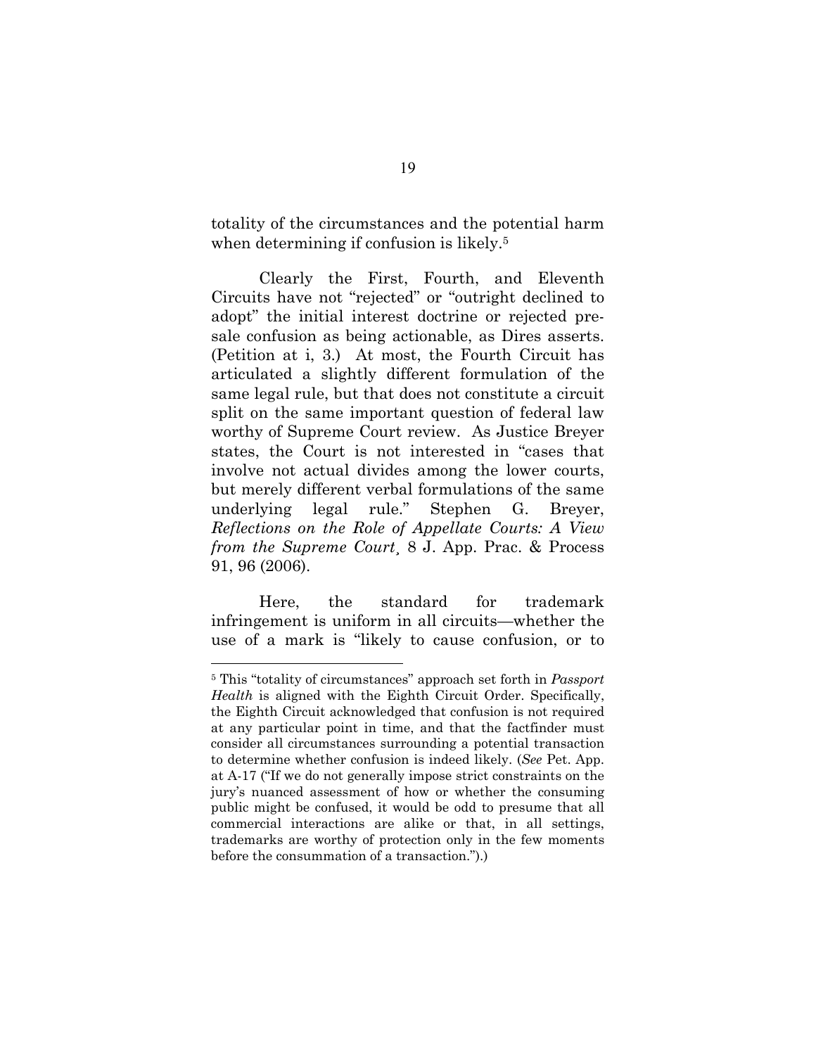totality of the circumstances and the potential harm when determining if confusion is likely.[5]

Clearly the First, Fourth, and Eleventh Circuits have not "rejected" or "outright declined to adopt" the initial interest doctrine or rejected pre-sale confusion as being actionable, as Dires asserts. (Petition at i, 3.) At most, the Fourth Circuit has articulated a slightly different formulation of the same legal rule, but that does not constitute a circuit split on the same important question of federal law worthy of Supreme Court review. As Justice Breyer states, the Court is not interested in "cases that involve not actual divides among the lower courts, but merely different verbal formulations of the same underlying legal rule." Stephen G. Breyer, *Reflections on the Role of Appellate Courts: A View from the Supreme Court*, 8 J. App. Prac. & Process 91, 96 (2006).

Here, the standard for trademark infringement is uniform in all circuits—whether the use of a mark is "likely to cause confusion, or to

---

[5] This "totality of circumstances" approach set forth in *Passport Health* is aligned with the Eighth Circuit Order. Specifically, the Eighth Circuit acknowledged that confusion is not required at any particular point in time, and that the factfinder must consider all circumstances surrounding a potential transaction to determine whether confusion is indeed likely. (*See* Pet. App. at A-17 ("If we do not generally impose strict constraints on the jury's nuanced assessment of how or whether the consuming public might be confused, it would be odd to presume that all commercial interactions are alike or that, in all settings, trademarks are worthy of protection only in the few moments before the consummation of a transaction.").)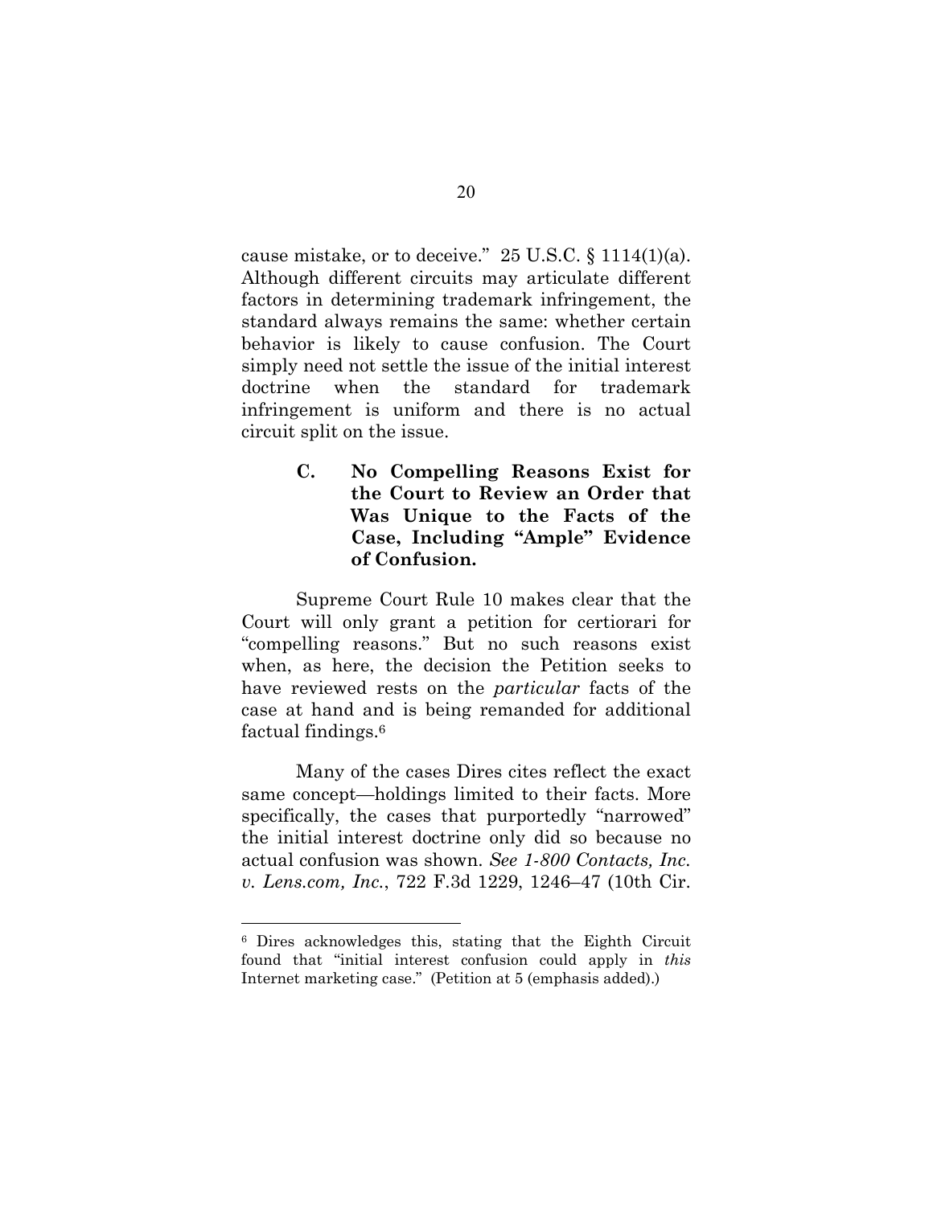cause mistake, or to deceive." 25 U.S.C. § 1114(1)(a). Although different circuits may articulate different factors in determining trademark infringement, the standard always remains the same: whether certain behavior is likely to cause confusion. The Court simply need not settle the issue of the initial interest doctrine when the standard for trademark infringement is uniform and there is no actual circuit split on the issue.

### C. No Compelling Reasons Exist for the Court to Review an Order that Was Unique to the Facts of the Case, Including "Ample" Evidence of Confusion.

Supreme Court Rule 10 makes clear that the Court will only grant a petition for certiorari for "compelling reasons." But no such reasons exist when, as here, the decision the Petition seeks to have reviewed rests on the *particular* facts of the case at hand and is being remanded for additional factual findings.[6]

Many of the cases Dires cites reflect the exact same concept—holdings limited to their facts. More specifically, the cases that purportedly "narrowed" the initial interest doctrine only did so because no actual confusion was shown. *See 1-800 Contacts, Inc. v. Lens.com, Inc.*, 722 F.3d 1229, 1246–47 (10th Cir.

---

[6] Dires acknowledges this, stating that the Eighth Circuit found that "initial interest confusion could apply in *this* Internet marketing case." (Petition at 5 (emphasis added).)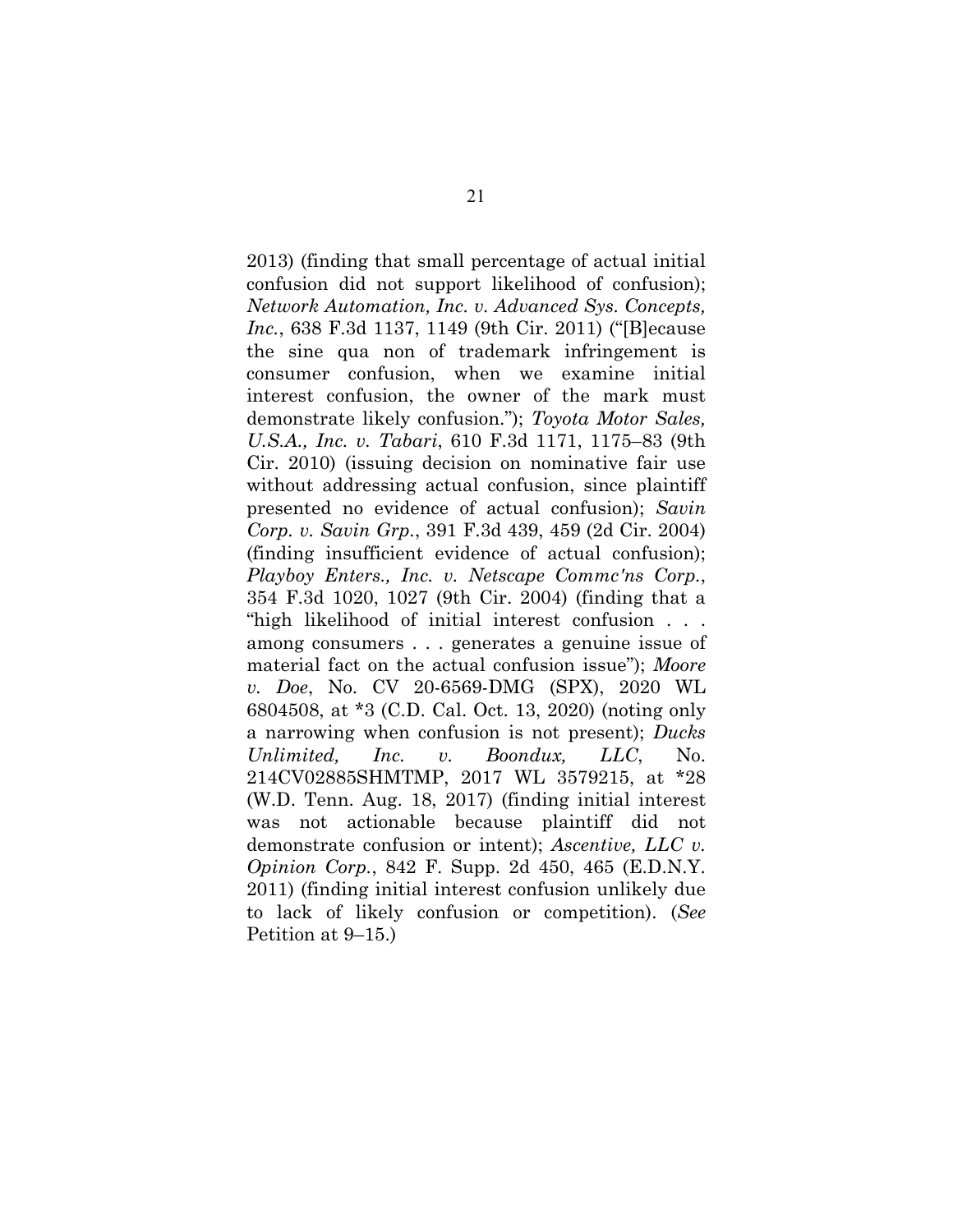2013) (finding that small percentage of actual initial confusion did not support likelihood of confusion); *Network Automation, Inc. v. Advanced Sys. Concepts, Inc.*, 638 F.3d 1137, 1149 (9th Cir. 2011) ("[B]ecause the sine qua non of trademark infringement is consumer confusion, when we examine initial interest confusion, the owner of the mark must demonstrate likely confusion."); *Toyota Motor Sales, U.S.A., Inc. v. Tabari*, 610 F.3d 1171, 1175–83 (9th Cir. 2010) (issuing decision on nominative fair use without addressing actual confusion, since plaintiff presented no evidence of actual confusion); *Savin Corp. v. Savin Grp.*, 391 F.3d 439, 459 (2d Cir. 2004) (finding insufficient evidence of actual confusion); *Playboy Enters., Inc. v. Netscape Commc'ns Corp.*, 354 F.3d 1020, 1027 (9th Cir. 2004) (finding that a "high likelihood of initial interest confusion . . . among consumers . . . generates a genuine issue of material fact on the actual confusion issue"); *Moore v. Doe*, No. CV 20-6569-DMG (SPX), 2020 WL 6804508, at *3 (C.D. Cal. Oct. 13, 2020) (noting only a narrowing when confusion is not present); *Ducks Unlimited, Inc. v. Boondux, LLC*, No. 214CV02885SHMTMP, 2017 WL 3579215, at *28 (W.D. Tenn. Aug. 18, 2017) (finding initial interest was not actionable because plaintiff did not demonstrate confusion or intent); *Ascentive, LLC v. Opinion Corp.*, 842 F. Supp. 2d 450, 465 (E.D.N.Y. 2011) (finding initial interest confusion unlikely due to lack of likely confusion or competition). (*See* Petition at 9–15.)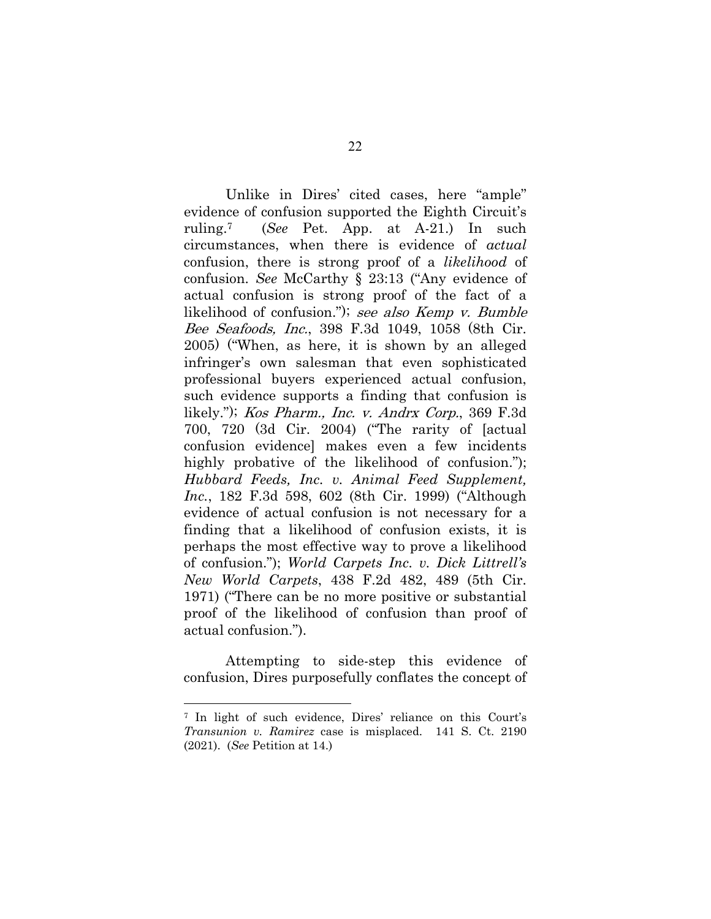Unlike in Dires' cited cases, here "ample" evidence of confusion supported the Eighth Circuit's ruling.[7] (*See* Pet. App. at A-21.) In such circumstances, when there is evidence of *actual* confusion, there is strong proof of a *likelihood* of confusion. *See* McCarthy § 23:13 ("Any evidence of actual confusion is strong proof of the fact of a likelihood of confusion."); *see also Kemp v. Bumble Bee Seafoods, Inc.*, 398 F.3d 1049, 1058 (8th Cir. 2005) ("When, as here, it is shown by an alleged infringer's own salesman that even sophisticated professional buyers experienced actual confusion, such evidence supports a finding that confusion is likely."); *Kos Pharm., Inc. v. Andrx Corp.*, 369 F.3d 700, 720 (3d Cir. 2004) ("The rarity of [actual confusion evidence] makes even a few incidents highly probative of the likelihood of confusion."); *Hubbard Feeds, Inc. v. Animal Feed Supplement, Inc.*, 182 F.3d 598, 602 (8th Cir. 1999) ("Although evidence of actual confusion is not necessary for a finding that a likelihood of confusion exists, it is perhaps the most effective way to prove a likelihood of confusion."); *World Carpets Inc. v. Dick Littrell's New World Carpets*, 438 F.2d 482, 489 (5th Cir. 1971) ("There can be no more positive or substantial proof of the likelihood of confusion than proof of actual confusion.").

Attempting to side-step this evidence of confusion, Dires purposefully conflates the concept of

---

[7] In light of such evidence, Dires' reliance on this Court's *Transunion v. Ramirez* case is misplaced. 141 S. Ct. 2190 (2021). (*See* Petition at 14.)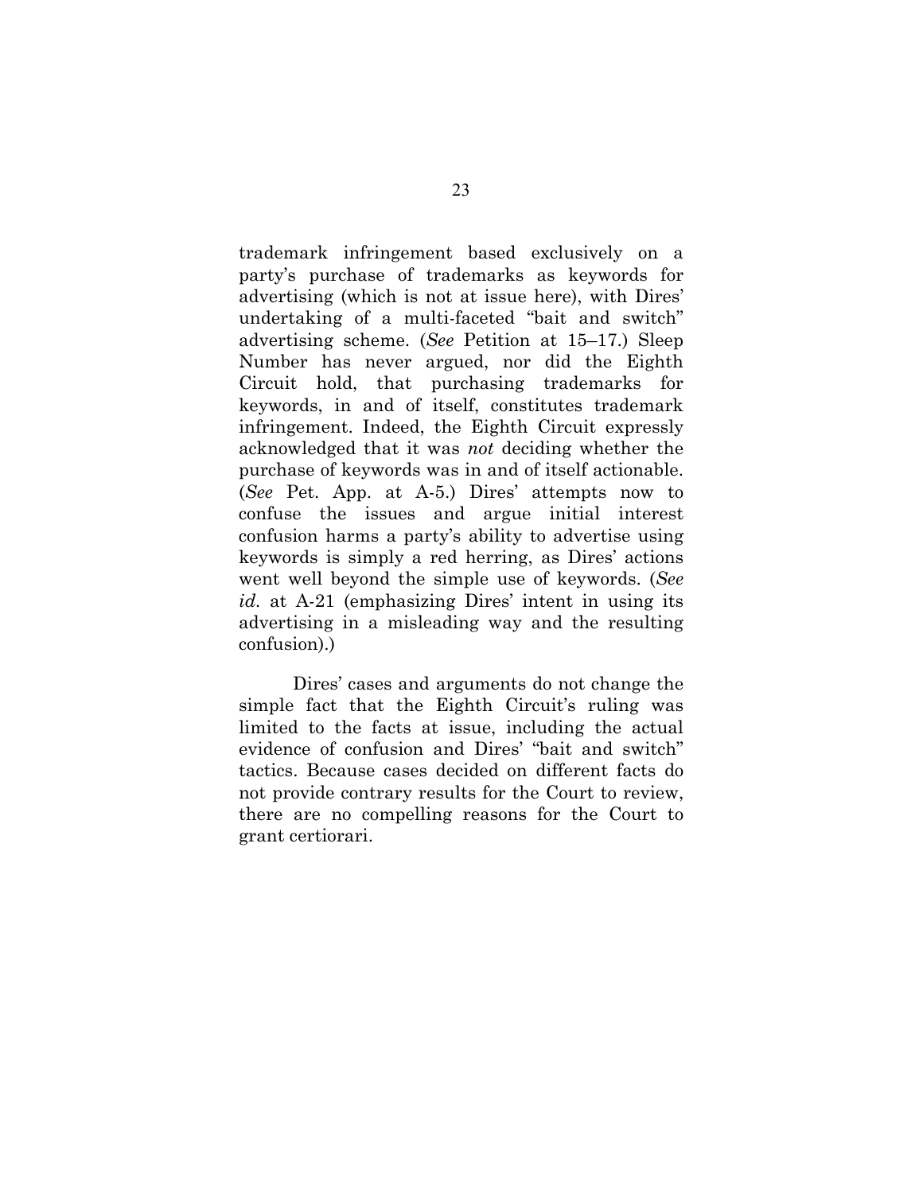trademark infringement based exclusively on a party's purchase of trademarks as keywords for advertising (which is not at issue here), with Dires' undertaking of a multi-faceted "bait and switch" advertising scheme. (*See* Petition at 15–17.) Sleep Number has never argued, nor did the Eighth Circuit hold, that purchasing trademarks for keywords, in and of itself, constitutes trademark infringement. Indeed, the Eighth Circuit expressly acknowledged that it was *not* deciding whether the purchase of keywords was in and of itself actionable. (*See* Pet. App. at A-5.) Dires' attempts now to confuse the issues and argue initial interest confusion harms a party's ability to advertise using keywords is simply a red herring, as Dires' actions went well beyond the simple use of keywords. (*See id.* at A-21 (emphasizing Dires' intent in using its advertising in a misleading way and the resulting confusion).)

Dires' cases and arguments do not change the simple fact that the Eighth Circuit's ruling was limited to the facts at issue, including the actual evidence of confusion and Dires' "bait and switch" tactics. Because cases decided on different facts do not provide contrary results for the Court to review, there are no compelling reasons for the Court to grant certiorari.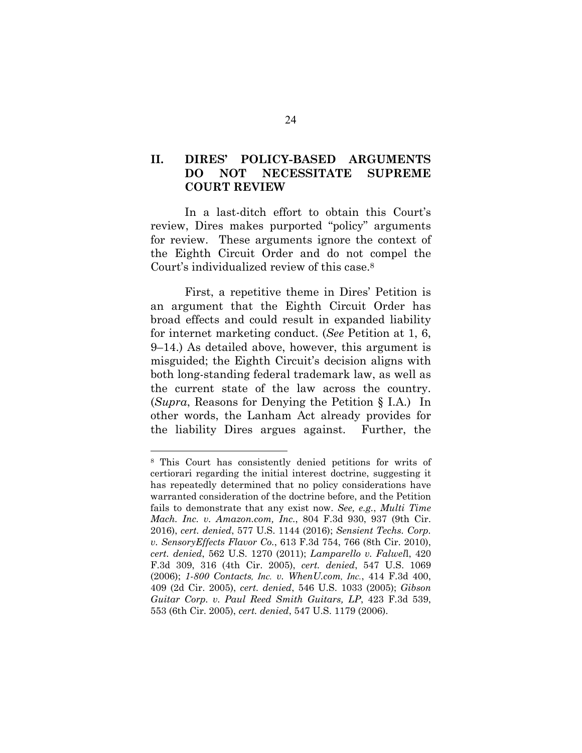## II. DIRES' POLICY-BASED ARGUMENTS DO NOT NECESSITATE SUPREME COURT REVIEW

In a last-ditch effort to obtain this Court's review, Dires makes purported "policy" arguments for review. These arguments ignore the context of the Eighth Circuit Order and do not compel the Court's individualized review of this case.[8]

First, a repetitive theme in Dires' Petition is an argument that the Eighth Circuit Order has broad effects and could result in expanded liability for internet marketing conduct. (*See* Petition at 1, 6, 9–14.) As detailed above, however, this argument is misguided; the Eighth Circuit's decision aligns with both long-standing federal trademark law, as well as the current state of the law across the country. (*Supra*, Reasons for Denying the Petition § I.A.) In other words, the Lanham Act already provides for the liability Dires argues against. Further, the

---

[8] This Court has consistently denied petitions for writs of certiorari regarding the initial interest doctrine, suggesting it has repeatedly determined that no policy considerations have warranted consideration of the doctrine before, and the Petition fails to demonstrate that any exist now. *See, e.g.*, *Multi Time Mach. Inc. v. Amazon.com, Inc.*, 804 F.3d 930, 937 (9th Cir. 2016), *cert. denied*, 577 U.S. 1144 (2016); *Sensient Techs. Corp. v. SensoryEffects Flavor Co.*, 613 F.3d 754, 766 (8th Cir. 2010), *cert. denied*, 562 U.S. 1270 (2011); *Lamparello v. Falwell*, 420 F.3d 309, 316 (4th Cir. 2005), *cert. denied*, 547 U.S. 1069 (2006); *1-800 Contacts, Inc. v. WhenU.com, Inc.*, 414 F.3d 400, 409 (2d Cir. 2005), *cert. denied*, 546 U.S. 1033 (2005); *Gibson Guitar Corp. v. Paul Reed Smith Guitars, LP*, 423 F.3d 539, 553 (6th Cir. 2005), *cert. denied*, 547 U.S. 1179 (2006).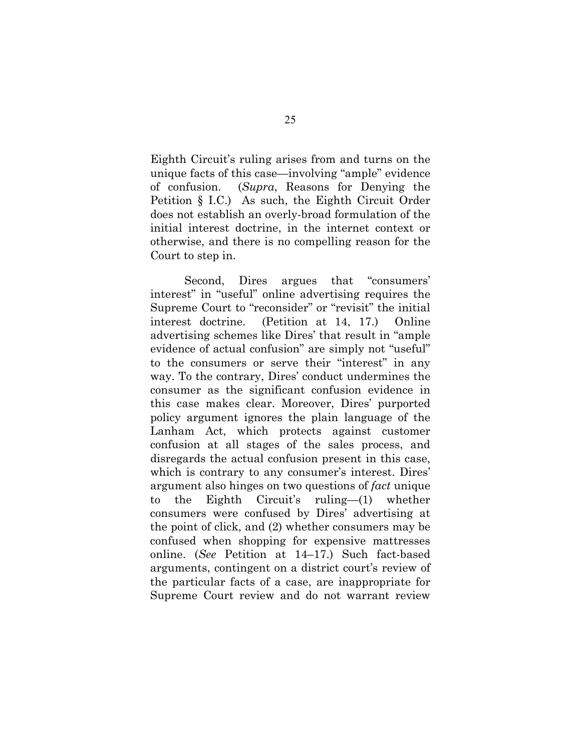Eighth Circuit's ruling arises from and turns on the unique facts of this case—involving "ample" evidence of confusion. (*Supra*, Reasons for Denying the Petition § I.C.) As such, the Eighth Circuit Order does not establish an overly-broad formulation of the initial interest doctrine, in the internet context or otherwise, and there is no compelling reason for the Court to step in.

Second, Dires argues that "consumers' interest" in "useful" online advertising requires the Supreme Court to "reconsider" or "revisit" the initial interest doctrine. (Petition at 14, 17.) Online advertising schemes like Dires' that result in "ample evidence of actual confusion" are simply not "useful" to the consumers or serve their "interest" in any way. To the contrary, Dires' conduct undermines the consumer as the significant confusion evidence in this case makes clear. Moreover, Dires' purported policy argument ignores the plain language of the Lanham Act, which protects against customer confusion at all stages of the sales process, and disregards the actual confusion present in this case, which is contrary to any consumer's interest. Dires' argument also hinges on two questions of *fact* unique to the Eighth Circuit's ruling—(1) whether consumers were confused by Dires' advertising at the point of click, and (2) whether consumers may be confused when shopping for expensive mattresses online. (*See* Petition at 14–17.) Such fact-based arguments, contingent on a district court's review of the particular facts of a case, are inappropriate for Supreme Court review and do not warrant review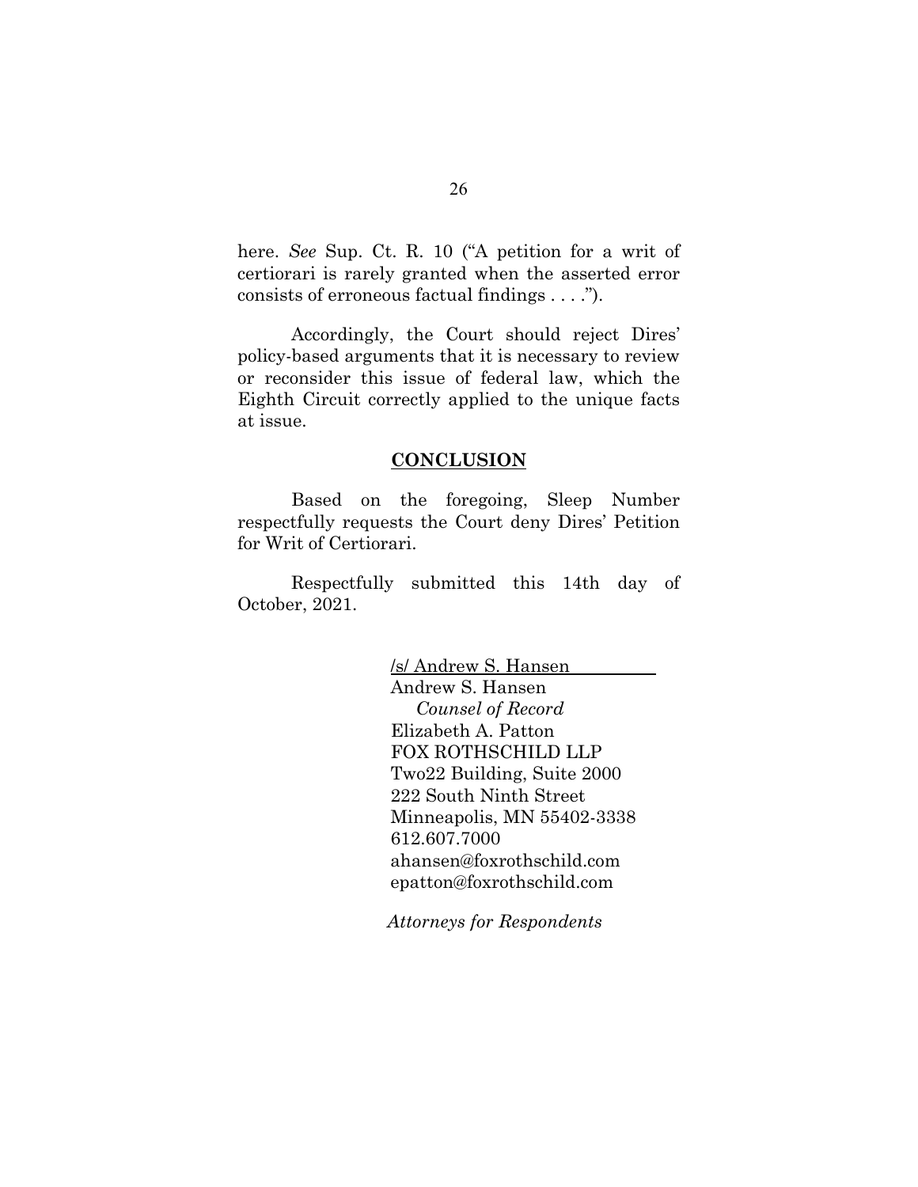here. *See* Sup. Ct. R. 10 ("A petition for a writ of certiorari is rarely granted when the asserted error consists of erroneous factual findings . . . .").

Accordingly, the Court should reject Dires' policy-based arguments that it is necessary to review or reconsider this issue of federal law, which the Eighth Circuit correctly applied to the unique facts at issue.

## CONCLUSION

Based on the foregoing, Sleep Number respectfully requests the Court deny Dires' Petition for Writ of Certiorari.

Respectfully submitted this 14th day of October, 2021.

/s/ Andrew S. Hansen
Andrew S. Hansen
*Counsel of Record*
Elizabeth A. Patton
FOX ROTHSCHILD LLP
Two22 Building, Suite 2000
222 South Ninth Street
Minneapolis, MN 55402-3338
612.607.7000
ahansen@foxrothschild.com
epatton@foxrothschild.com

*Attorneys for Respondents*